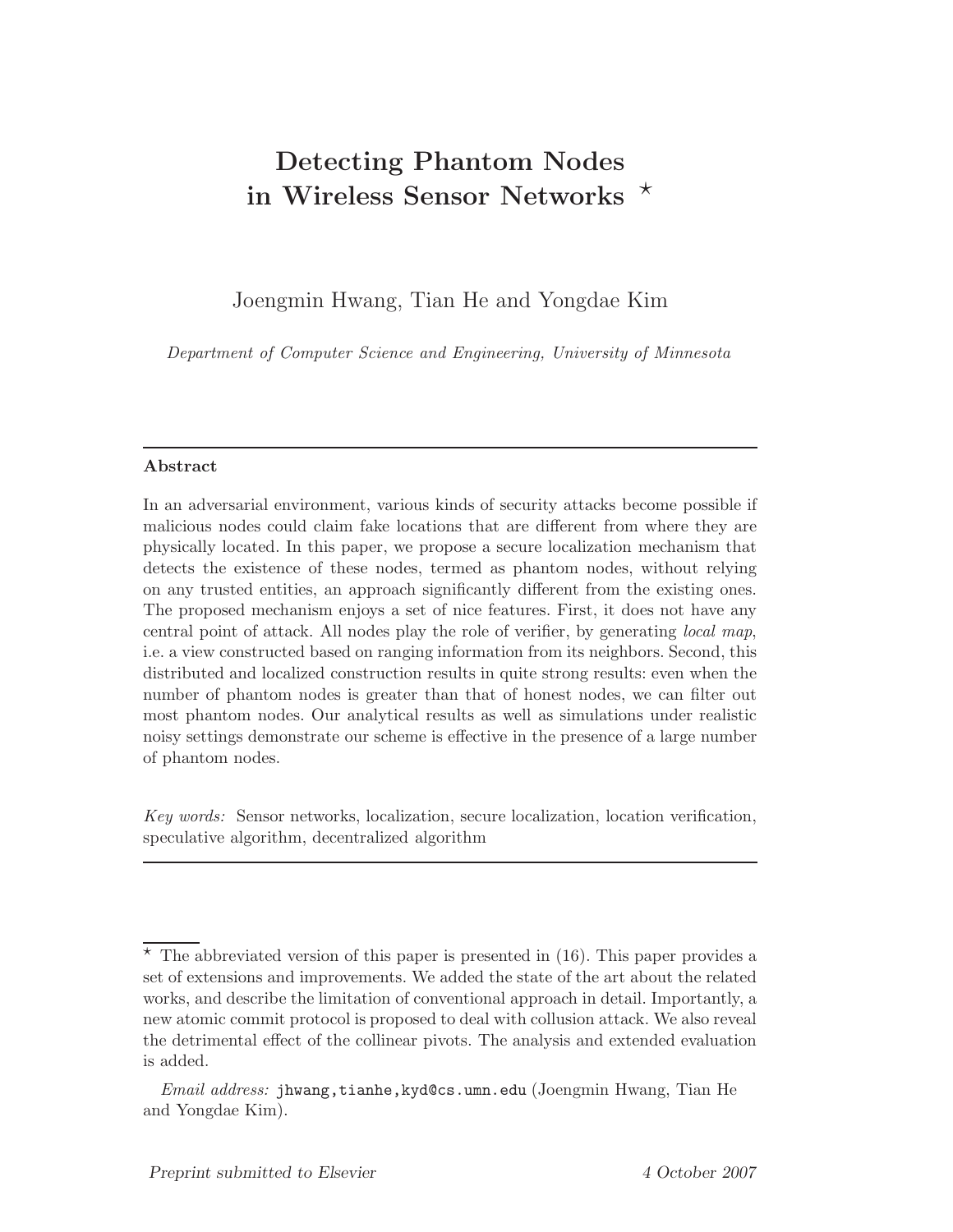# Detecting Phantom Nodes in Wireless Sensor Networks ⋆

Joengmin Hwang, Tian He and Yongdae Kim

*Department of Computer Science and Engineering, University of Minnesota*

---

**Abstract**

In an adversarial environment, various kinds of security attacks become possible if malicious nodes could claim fake locations that are different from where they are physically located. In this paper, we propose a secure localization mechanism that detects the existence of these nodes, termed as phantom nodes, without relying on any trusted entities, an approach significantly different from the existing ones. The proposed mechanism enjoys a set of nice features. First, it does not have any central point of attack. All nodes play the role of verifier, by generating *local map*, i.e. a view constructed based on ranging information from its neighbors. Second, this distributed and localized construction results in quite strong results: even when the number of phantom nodes is greater than that of honest nodes, we can filter out most phantom nodes. Our analytical results as well as simulations under realistic noisy settings demonstrate our scheme is effective in the presence of a large number of phantom nodes.

*Key words:* Sensor networks, localization, secure localization, location verification, speculative algorithm, decentralized algorithm

---

⋆ The abbreviated version of this paper is presented in (16). This paper provides a set of extensions and improvements. We added the state of the art about the related works, and describe the limitation of conventional approach in detail. Importantly, a new atomic commit protocol is proposed to deal with collusion attack. We also reveal the detrimental effect of the collinear pivots. The analysis and extended evaluation is added.

*Email address:* jhwang,tianhe,kyd@cs.umn.edu (Joengmin Hwang, Tian He and Yongdae Kim).

Preprint submitted to Elsevier 4 October 2007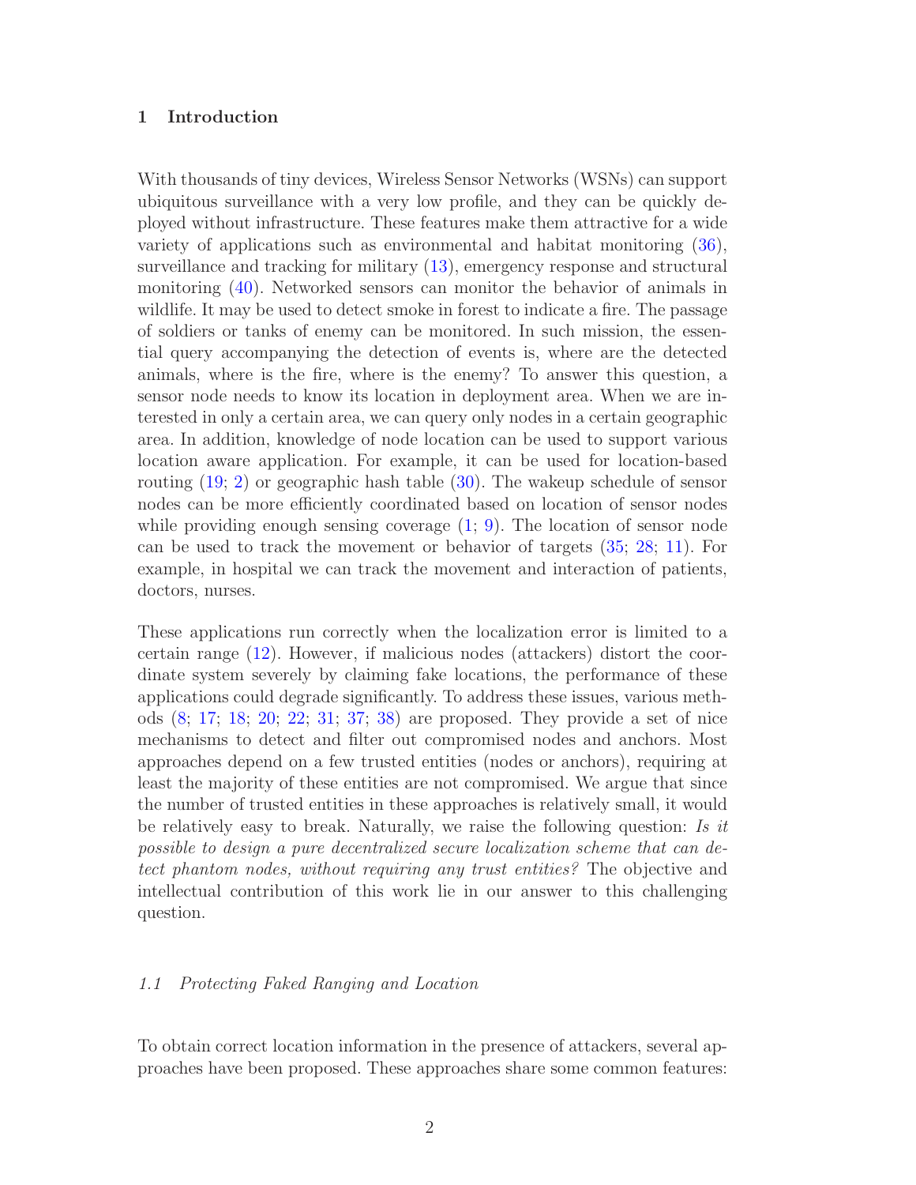## 1 Introduction

With thousands of tiny devices, Wireless Sensor Networks (WSNs) can support ubiquitous surveillance with a very low profile, and they can be quickly deployed without infrastructure. These features make them attractive for a wide variety of applications such as environmental and habitat monitoring (36), surveillance and tracking for military (13), emergency response and structural monitoring (40). Networked sensors can monitor the behavior of animals in wildlife. It may be used to detect smoke in forest to indicate a fire. The passage of soldiers or tanks of enemy can be monitored. In such mission, the essential query accompanying the detection of events is, where are the detected animals, where is the fire, where is the enemy? To answer this question, a sensor node needs to know its location in deployment area. When we are interested in only a certain area, we can query only nodes in a certain geographic area. In addition, knowledge of node location can be used to support various location aware application. For example, it can be used for location-based routing (19; 2) or geographic hash table (30). The wakeup schedule of sensor nodes can be more efficiently coordinated based on location of sensor nodes while providing enough sensing coverage (1; 9). The location of sensor node can be used to track the movement or behavior of targets (35; 28; 11). For example, in hospital we can track the movement and interaction of patients, doctors, nurses.

These applications run correctly when the localization error is limited to a certain range (12). However, if malicious nodes (attackers) distort the coordinate system severely by claiming fake locations, the performance of these applications could degrade significantly. To address these issues, various methods (8; 17; 18; 20; 22; 31; 37; 38) are proposed. They provide a set of nice mechanisms to detect and filter out compromised nodes and anchors. Most approaches depend on a few trusted entities (nodes or anchors), requiring at least the majority of these entities are not compromised. We argue that since the number of trusted entities in these approaches is relatively small, it would be relatively easy to break. Naturally, we raise the following question: *Is it possible to design a pure decentralized secure localization scheme that can detect phantom nodes, without requiring any trust entities?* The objective and intellectual contribution of this work lie in our answer to this challenging question.

### *1.1 Protecting Faked Ranging and Location*

To obtain correct location information in the presence of attackers, several approaches have been proposed. These approaches share some common features: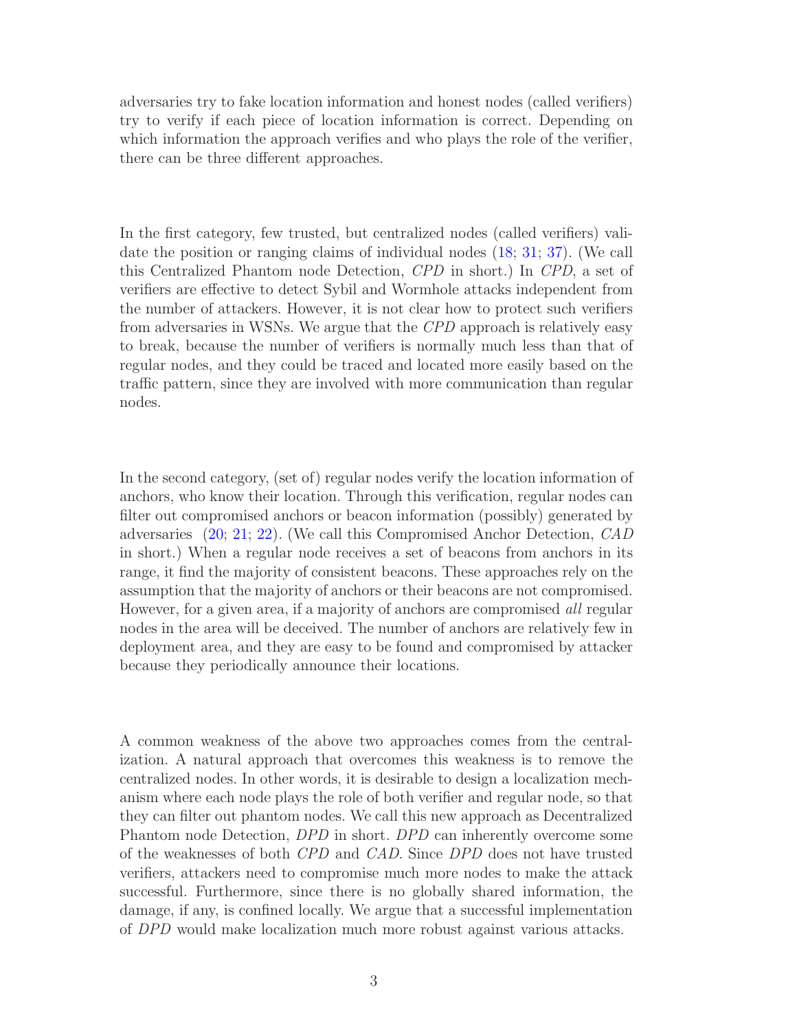adversaries try to fake location information and honest nodes (called verifiers) try to verify if each piece of location information is correct. Depending on which information the approach verifies and who plays the role of the verifier, there can be three different approaches.

In the first category, few trusted, but centralized nodes (called verifiers) validate the position or ranging claims of individual nodes (18; 31; 37). (We call this Centralized Phantom node Detection, *CPD* in short.) In *CPD*, a set of verifiers are effective to detect Sybil and Wormhole attacks independent from the number of attackers. However, it is not clear how to protect such verifiers from adversaries in WSNs. We argue that the *CPD* approach is relatively easy to break, because the number of verifiers is normally much less than that of regular nodes, and they could be traced and located more easily based on the traffic pattern, since they are involved with more communication than regular nodes.

In the second category, (set of) regular nodes verify the location information of anchors, who know their location. Through this verification, regular nodes can filter out compromised anchors or beacon information (possibly) generated by adversaries (20; 21; 22). (We call this Compromised Anchor Detection, *CAD* in short.) When a regular node receives a set of beacons from anchors in its range, it find the majority of consistent beacons. These approaches rely on the assumption that the majority of anchors or their beacons are not compromised. However, for a given area, if a majority of anchors are compromised *all* regular nodes in the area will be deceived. The number of anchors are relatively few in deployment area, and they are easy to be found and compromised by attacker because they periodically announce their locations.

A common weakness of the above two approaches comes from the centralization. A natural approach that overcomes this weakness is to remove the centralized nodes. In other words, it is desirable to design a localization mechanism where each node plays the role of both verifier and regular node, so that they can filter out phantom nodes. We call this new approach as Decentralized Phantom node Detection, *DPD* in short. *DPD* can inherently overcome some of the weaknesses of both *CPD* and *CAD*. Since *DPD* does not have trusted verifiers, attackers need to compromise much more nodes to make the attack successful. Furthermore, since there is no globally shared information, the damage, if any, is confined locally. We argue that a successful implementation of *DPD* would make localization much more robust against various attacks.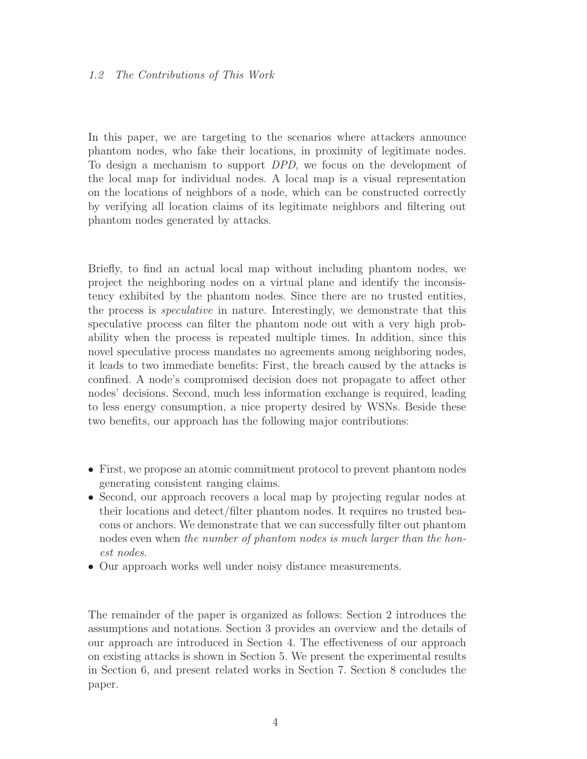### 1.2 The Contributions of This Work

In this paper, we are targeting to the scenarios where attackers announce phantom nodes, who fake their locations, in proximity of legitimate nodes. To design a mechanism to support *DPD*, we focus on the development of the local map for individual nodes. A local map is a visual representation on the locations of neighbors of a node, which can be constructed correctly by verifying all location claims of its legitimate neighbors and filtering out phantom nodes generated by attacks.

Briefly, to find an actual local map without including phantom nodes, we project the neighboring nodes on a virtual plane and identify the inconsistency exhibited by the phantom nodes. Since there are no trusted entities, the process is *speculative* in nature. Interestingly, we demonstrate that this speculative process can filter the phantom node out with a very high probability when the process is repeated multiple times. In addition, since this novel speculative process mandates no agreements among neighboring nodes, it leads to two immediate benefits: First, the breach caused by the attacks is confined. A node's compromised decision does not propagate to affect other nodes' decisions. Second, much less information exchange is required, leading to less energy consumption, a nice property desired by WSNs. Beside these two benefits, our approach has the following major contributions:

- First, we propose an atomic commitment protocol to prevent phantom nodes generating consistent ranging claims.
- Second, our approach recovers a local map by projecting regular nodes at their locations and detect/filter phantom nodes. It requires no trusted beacons or anchors. We demonstrate that we can successfully filter out phantom nodes even when *the number of phantom nodes is much larger than the honest nodes.*
- Our approach works well under noisy distance measurements.

The remainder of the paper is organized as follows: Section 2 introduces the assumptions and notations. Section 3 provides an overview and the details of our approach are introduced in Section 4. The effectiveness of our approach on existing attacks is shown in Section 5. We present the experimental results in Section 6, and present related works in Section 7. Section 8 concludes the paper.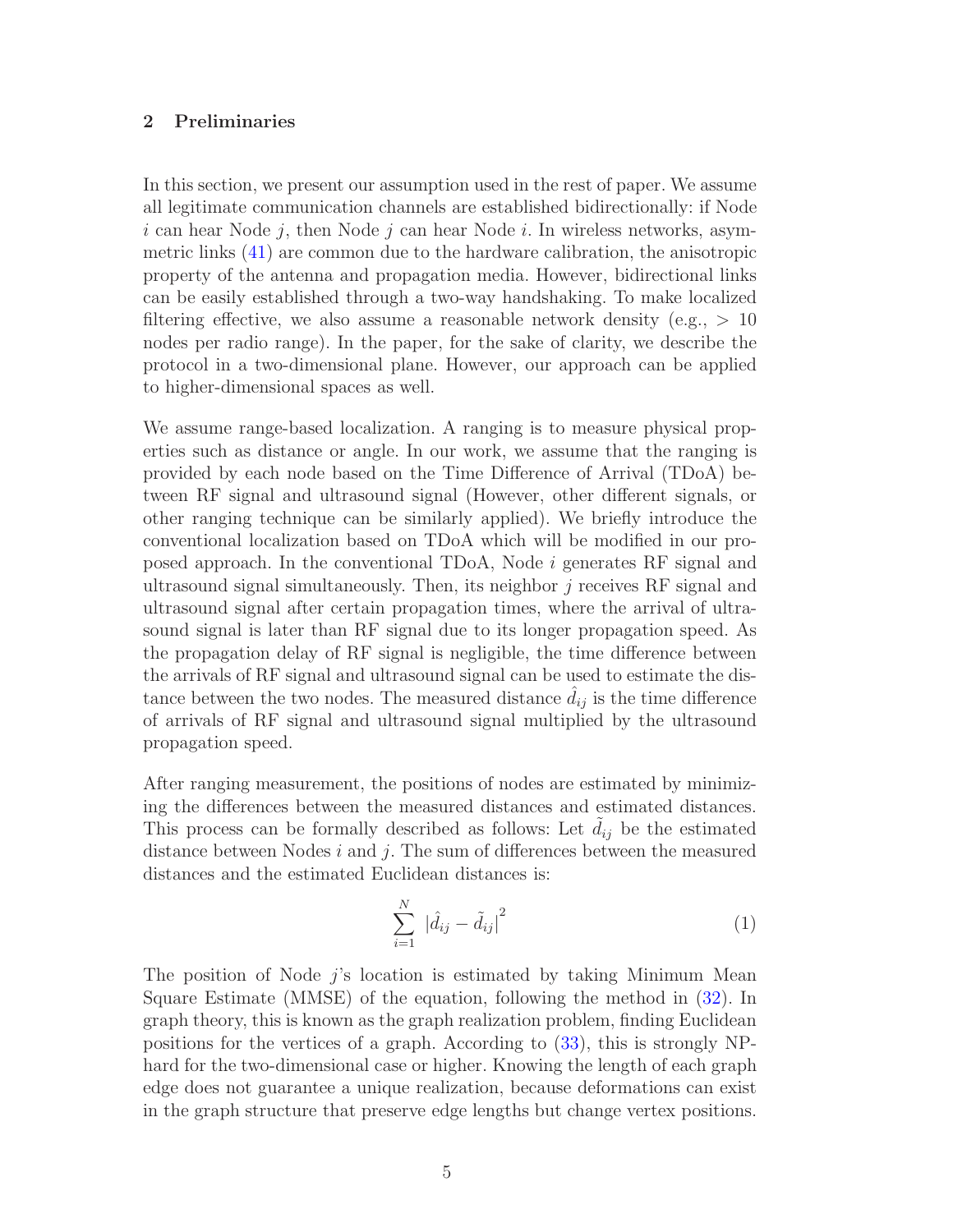## 2 Preliminaries

In this section, we present our assumption used in the rest of paper. We assume all legitimate communication channels are established bidirectionally: if Node $i$ can hear Node $j$, then Node $j$ can hear Node $i$. In wireless networks, asymmetric links (41) are common due to the hardware calibration, the anisotropic property of the antenna and propagation media. However, bidirectional links can be easily established through a two-way handshaking. To make localized filtering effective, we also assume a reasonable network density (e.g., $> 10$ nodes per radio range). In the paper, for the sake of clarity, we describe the protocol in a two-dimensional plane. However, our approach can be applied to higher-dimensional spaces as well.

We assume range-based localization. A ranging is to measure physical properties such as distance or angle. In our work, we assume that the ranging is provided by each node based on the Time Difference of Arrival (TDoA) between RF signal and ultrasound signal (However, other different signals, or other ranging technique can be similarly applied). We briefly introduce the conventional localization based on TDoA which will be modified in our proposed approach. In the conventional TDoA, Node $i$ generates RF signal and ultrasound signal simultaneously. Then, its neighbor $j$ receives RF signal and ultrasound signal after certain propagation times, where the arrival of ultrasound signal is later than RF signal due to its longer propagation speed. As the propagation delay of RF signal is negligible, the time difference between the arrivals of RF signal and ultrasound signal can be used to estimate the distance between the two nodes. The measured distance $\hat{d}_{ij}$ is the time difference of arrivals of RF signal and ultrasound signal multiplied by the ultrasound propagation speed.

After ranging measurement, the positions of nodes are estimated by minimizing the differences between the measured distances and estimated distances. This process can be formally described as follows: Let $\tilde{d}_{ij}$ be the estimated distance between Nodes $i$ and $j$. The sum of differences between the measured distances and the estimated Euclidean distances is:

$$\sum_{i=1}^{N} \left|\hat{d}_{ij} - \tilde{d}_{ij}\right|^2 \tag{1}$$

The position of Node $j$'s location is estimated by taking Minimum Mean Square Estimate (MMSE) of the equation, following the method in (32). In graph theory, this is known as the graph realization problem, finding Euclidean positions for the vertices of a graph. According to (33), this is strongly NP-hard for the two-dimensional case or higher. Knowing the length of each graph edge does not guarantee a unique realization, because deformations can exist in the graph structure that preserve edge lengths but change vertex positions.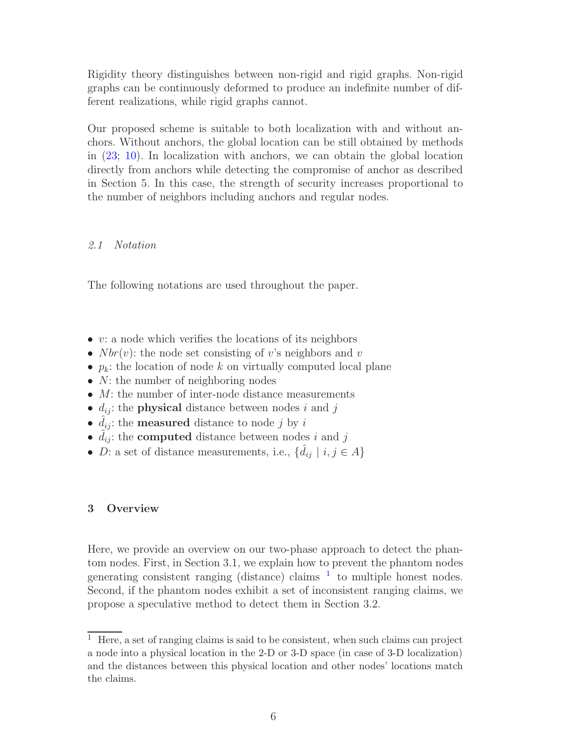Rigidity theory distinguishes between non-rigid and rigid graphs. Non-rigid graphs can be continuously deformed to produce an indefinite number of different realizations, while rigid graphs cannot.

Our proposed scheme is suitable to both localization with and without anchors. Without anchors, the global location can be still obtained by methods in (23; 10). In localization with anchors, we can obtain the global location directly from anchors while detecting the compromise of anchor as described in Section 5. In this case, the strength of security increases proportional to the number of neighbors including anchors and regular nodes.

### *2.1 Notation*

The following notations are used throughout the paper.

- $v$: a node which verifies the locations of its neighbors
- $Nbr(v)$: the node set consisting of $v$'s neighbors and $v$
- $p_k$: the location of node $k$ on virtually computed local plane
- $N$: the number of neighboring nodes
- $M$: the number of inter-node distance measurements
- $d_{ij}$: the **physical** distance between nodes $i$ and $j$
- $\hat{d}_{ij}$: the **measured** distance to node $j$ by $i$
- $\tilde{d}_{ij}$: the **computed** distance between nodes $i$ and $j$
- $D$: a set of distance measurements, i.e., $\{\hat{d}_{ij} \mid i, j \in A\}$

## 3 Overview

Here, we provide an overview on our two-phase approach to detect the phantom nodes. First, in Section 3.1, we explain how to prevent the phantom nodes generating consistent ranging (distance) claims [1] to multiple honest nodes. Second, if the phantom nodes exhibit a set of inconsistent ranging claims, we propose a speculative method to detect them in Section 3.2.

[1] Here, a set of ranging claims is said to be consistent, when such claims can project a node into a physical location in the 2-D or 3-D space (in case of 3-D localization) and the distances between this physical location and other nodes' locations match the claims.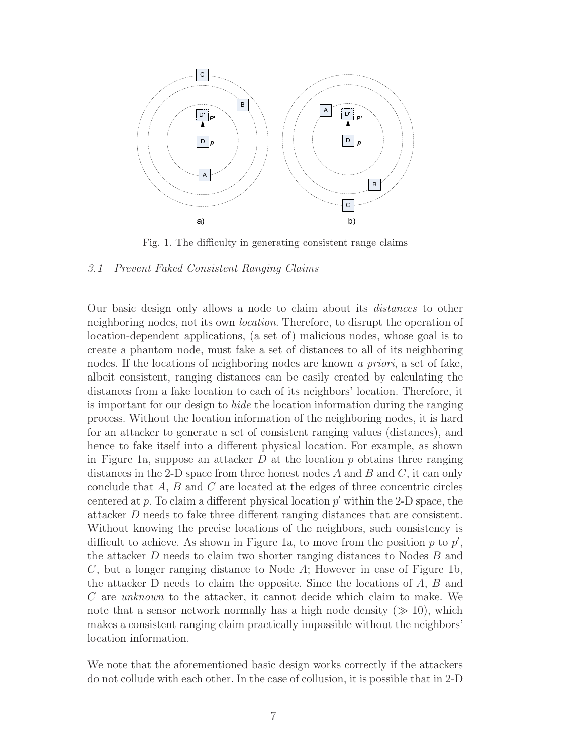Fig. 1. The difficulty in generating consistent range claims

### 3.1 Prevent Faked Consistent Ranging Claims

Our basic design only allows a node to claim about its *distances* to other neighboring nodes, not its own *location*. Therefore, to disrupt the operation of location-dependent applications, (a set of) malicious nodes, whose goal is to create a phantom node, must fake a set of distances to all of its neighboring nodes. If the locations of neighboring nodes are known *a priori*, a set of fake, albeit consistent, ranging distances can be easily created by calculating the distances from a fake location to each of its neighbors' location. Therefore, it is important for our design to *hide* the location information during the ranging process. Without the location information of the neighboring nodes, it is hard for an attacker to generate a set of consistent ranging values (distances), and hence to fake itself into a different physical location. For example, as shown in Figure 1a, suppose an attacker $D$ at the location $p$ obtains three ranging distances in the 2-D space from three honest nodes $A$ and $B$ and $C$, it can only conclude that $A$, $B$ and $C$ are located at the edges of three concentric circles centered at $p$. To claim a different physical location $p'$ within the 2-D space, the attacker $D$ needs to fake three different ranging distances that are consistent. Without knowing the precise locations of the neighbors, such consistency is difficult to achieve. As shown in Figure 1a, to move from the position $p$ to $p'$, the attacker $D$ needs to claim two shorter ranging distances to Nodes $B$ and $C$, but a longer ranging distance to Node $A$; However in case of Figure 1b, the attacker D needs to claim the opposite. Since the locations of $A$, $B$ and $C$ are *unknown* to the attacker, it cannot decide which claim to make. We note that a sensor network normally has a high node density ($\gg 10$), which makes a consistent ranging claim practically impossible without the neighbors' location information.

We note that the aforementioned basic design works correctly if the attackers do not collude with each other. In the case of collusion, it is possible that in 2-D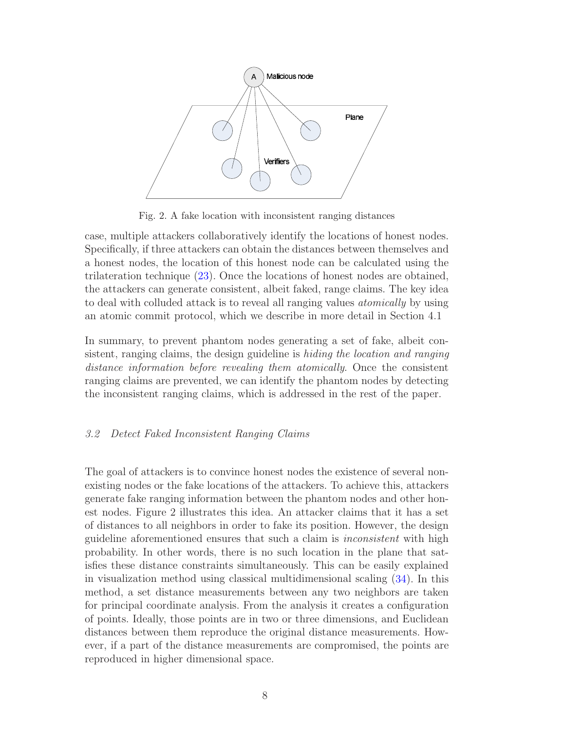Fig. 2. A fake location with inconsistent ranging distances

case, multiple attackers collaboratively identify the locations of honest nodes. Specifically, if three attackers can obtain the distances between themselves and a honest nodes, the location of this honest node can be calculated using the trilateration technique (23). Once the locations of honest nodes are obtained, the attackers can generate consistent, albeit faked, range claims. The key idea to deal with colluded attack is to reveal all ranging values *atomically* by using an atomic commit protocol, which we describe in more detail in Section 4.1

In summary, to prevent phantom nodes generating a set of fake, albeit consistent, ranging claims, the design guideline is *hiding the location and ranging distance information before revealing them atomically*. Once the consistent ranging claims are prevented, we can identify the phantom nodes by detecting the inconsistent ranging claims, which is addressed in the rest of the paper.

### *3.2 Detect Faked Inconsistent Ranging Claims*

The goal of attackers is to convince honest nodes the existence of several non-existing nodes or the fake locations of the attackers. To achieve this, attackers generate fake ranging information between the phantom nodes and other honest nodes. Figure 2 illustrates this idea. An attacker claims that it has a set of distances to all neighbors in order to fake its position. However, the design guideline aforementioned ensures that such a claim is *inconsistent* with high probability. In other words, there is no such location in the plane that satisfies these distance constraints simultaneously. This can be easily explained in visualization method using classical multidimensional scaling (34). In this method, a set distance measurements between any two neighbors are taken for principal coordinate analysis. From the analysis it creates a configuration of points. Ideally, those points are in two or three dimensions, and Euclidean distances between them reproduce the original distance measurements. However, if a part of the distance measurements are compromised, the points are reproduced in higher dimensional space.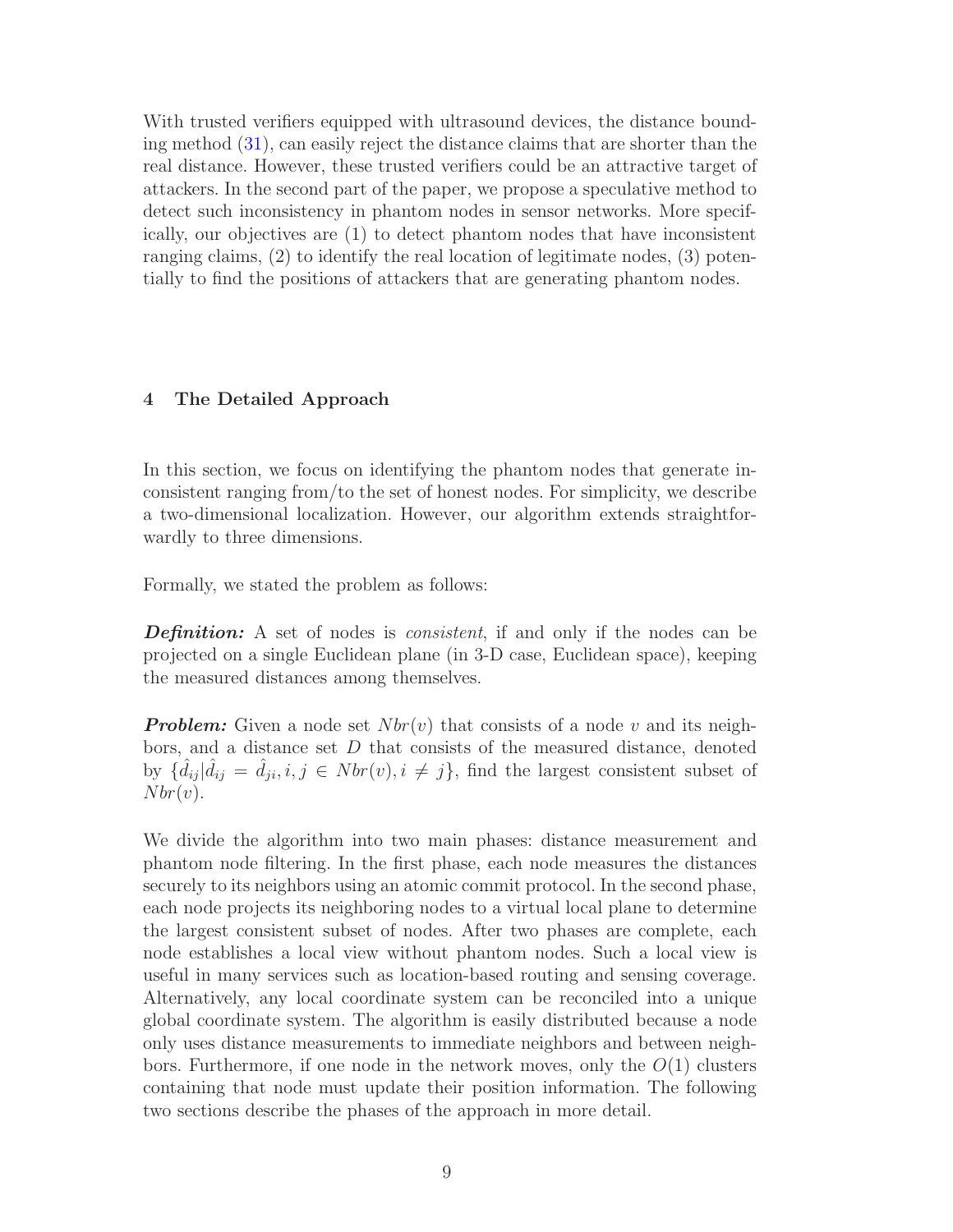With trusted verifiers equipped with ultrasound devices, the distance bounding method (31), can easily reject the distance claims that are shorter than the real distance. However, these trusted verifiers could be an attractive target of attackers. In the second part of the paper, we propose a speculative method to detect such inconsistency in phantom nodes in sensor networks. More specifically, our objectives are (1) to detect phantom nodes that have inconsistent ranging claims, (2) to identify the real location of legitimate nodes, (3) potentially to find the positions of attackers that are generating phantom nodes.

## 4 The Detailed Approach

In this section, we focus on identifying the phantom nodes that generate inconsistent ranging from/to the set of honest nodes. For simplicity, we describe a two-dimensional localization. However, our algorithm extends straightforwardly to three dimensions.

Formally, we stated the problem as follows:

***Definition:*** A set of nodes is *consistent*, if and only if the nodes can be projected on a single Euclidean plane (in 3-D case, Euclidean space), keeping the measured distances among themselves.

***Problem:*** Given a node set $Nbr(v)$ that consists of a node $v$ and its neighbors, and a distance set $D$ that consists of the measured distance, denoted by $\{\hat{d}_{ij}|\hat{d}_{ij} = \hat{d}_{ji}, i, j \in Nbr(v), i \neq j\}$, find the largest consistent subset of $Nbr(v)$.

We divide the algorithm into two main phases: distance measurement and phantom node filtering. In the first phase, each node measures the distances securely to its neighbors using an atomic commit protocol. In the second phase, each node projects its neighboring nodes to a virtual local plane to determine the largest consistent subset of nodes. After two phases are complete, each node establishes a local view without phantom nodes. Such a local view is useful in many services such as location-based routing and sensing coverage. Alternatively, any local coordinate system can be reconciled into a unique global coordinate system. The algorithm is easily distributed because a node only uses distance measurements to immediate neighbors and between neighbors. Furthermore, if one node in the network moves, only the $O(1)$ clusters containing that node must update their position information. The following two sections describe the phases of the approach in more detail.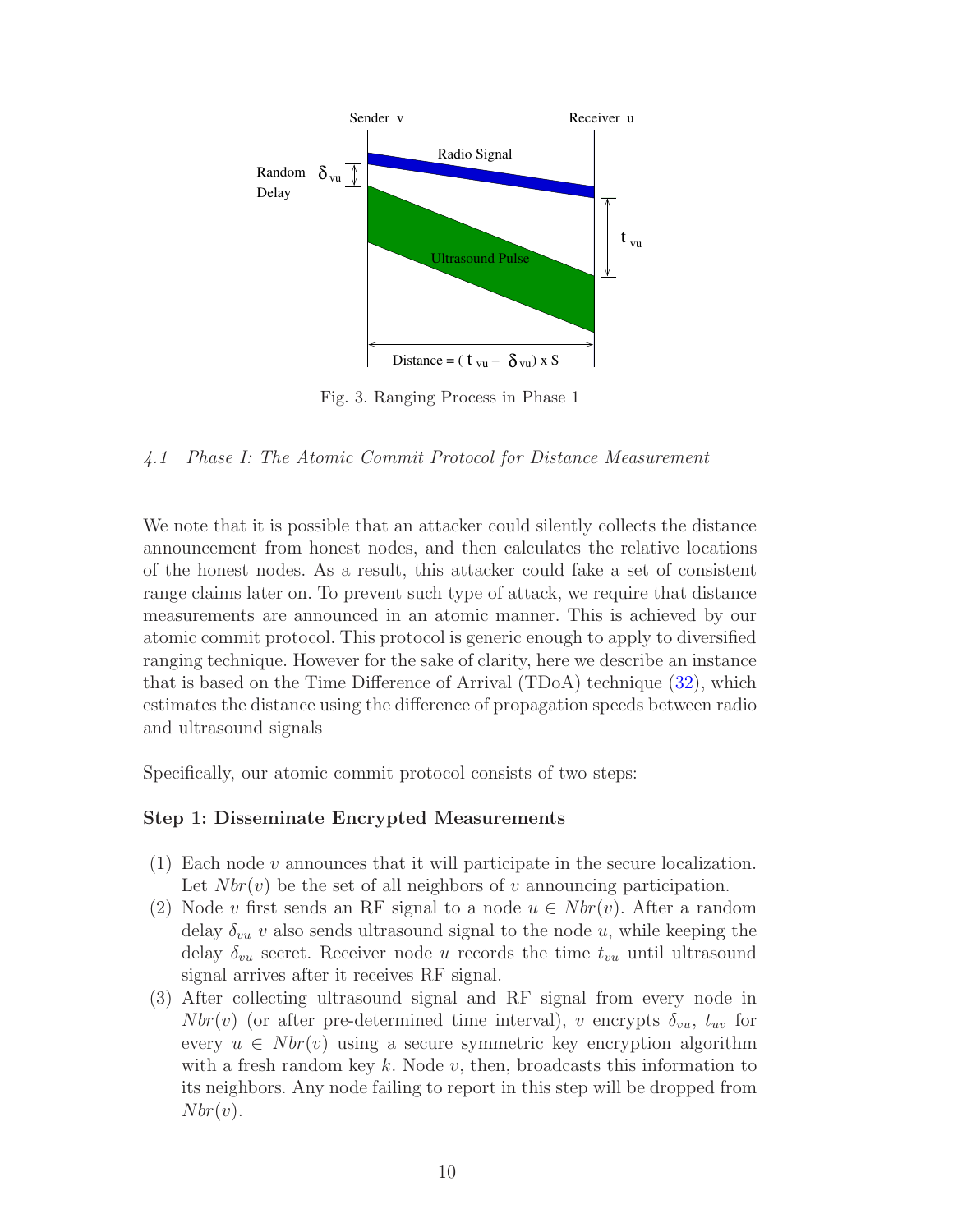Fig. 3. Ranging Process in Phase 1

### *4.1 Phase I: The Atomic Commit Protocol for Distance Measurement*

We note that it is possible that an attacker could silently collects the distance announcement from honest nodes, and then calculates the relative locations of the honest nodes. As a result, this attacker could fake a set of consistent range claims later on. To prevent such type of attack, we require that distance measurements are announced in an atomic manner. This is achieved by our atomic commit protocol. This protocol is generic enough to apply to diversified ranging technique. However for the sake of clarity, here we describe an instance that is based on the Time Difference of Arrival (TDoA) technique (32), which estimates the distance using the difference of propagation speeds between radio and ultrasound signals

Specifically, our atomic commit protocol consists of two steps:

**Step 1: Disseminate Encrypted Measurements**

(1) Each node $v$ announces that it will participate in the secure localization. Let $Nbr(v)$ be the set of all neighbors of $v$ announcing participation.

(2) Node $v$ first sends an RF signal to a node $u \in Nbr(v)$. After a random delay $\delta_{vu}$ $v$ also sends ultrasound signal to the node $u$, while keeping the delay $\delta_{vu}$ secret. Receiver node $u$ records the time $t_{vu}$ until ultrasound signal arrives after it receives RF signal.

(3) After collecting ultrasound signal and RF signal from every node in $Nbr(v)$ (or after pre-determined time interval), $v$ encrypts $\delta_{vu}$, $t_{uv}$ for every $u \in Nbr(v)$ using a secure symmetric key encryption algorithm with a fresh random key $k$. Node $v$, then, broadcasts this information to its neighbors. Any node failing to report in this step will be dropped from $Nbr(v)$.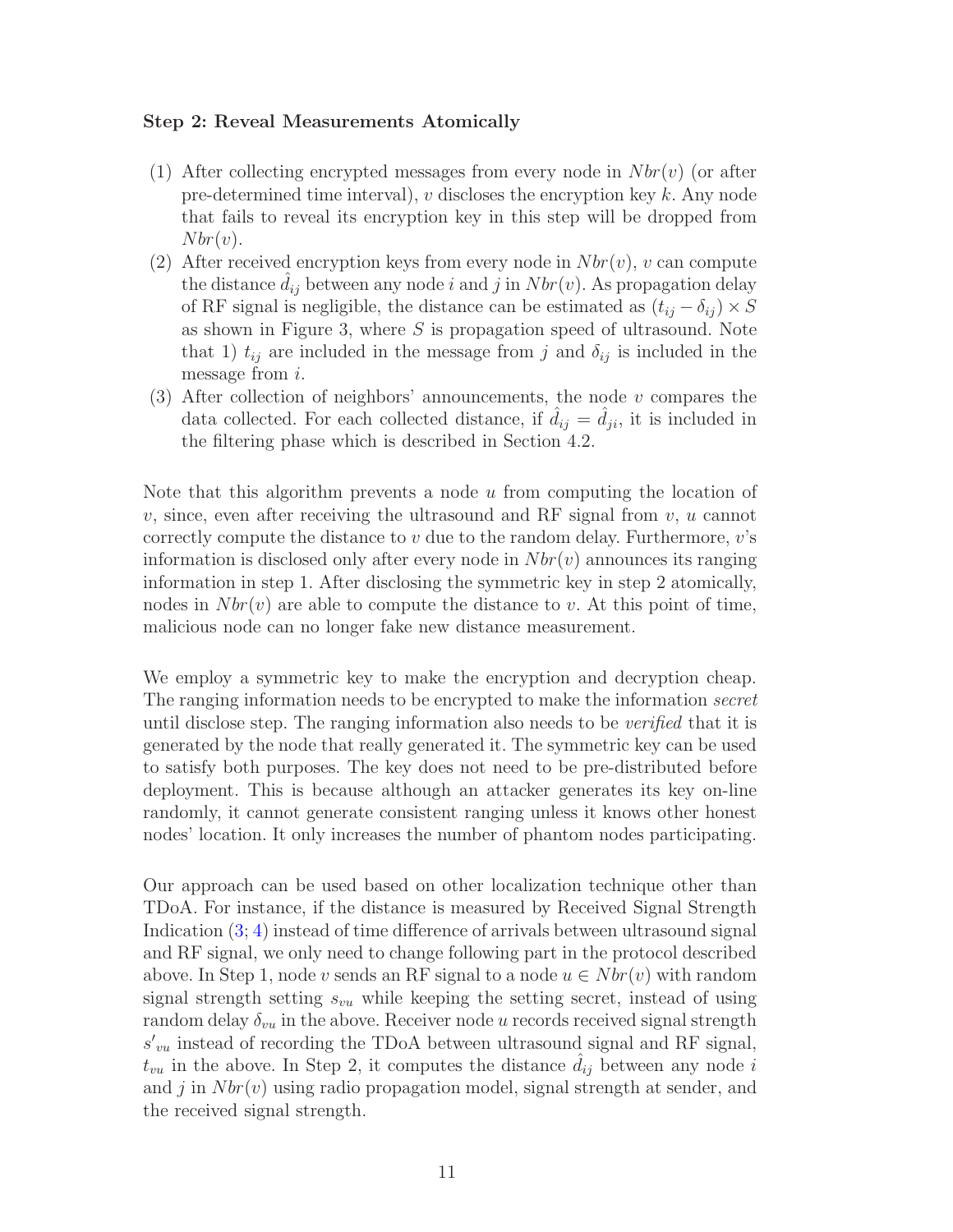**Step 2: Reveal Measurements Atomically**

(1) After collecting encrypted messages from every node in $Nbr(v)$ (or after pre-determined time interval), $v$ discloses the encryption key $k$. Any node that fails to reveal its encryption key in this step will be dropped from $Nbr(v)$.

(2) After received encryption keys from every node in $Nbr(v)$, $v$ can compute the distance $\hat{d}_{ij}$ between any node $i$ and $j$ in $Nbr(v)$. As propagation delay of RF signal is negligible, the distance can be estimated as $(t_{ij} - \delta_{ij}) \times S$ as shown in Figure 3, where $S$ is propagation speed of ultrasound. Note that 1) $t_{ij}$ are included in the message from $j$ and $\delta_{ij}$ is included in the message from $i$.

(3) After collection of neighbors' announcements, the node $v$ compares the data collected. For each collected distance, if $\hat{d}_{ij} = \hat{d}_{ji}$, it is included in the filtering phase which is described in Section 4.2.

Note that this algorithm prevents a node $u$ from computing the location of $v$, since, even after receiving the ultrasound and RF signal from $v$, $u$ cannot correctly compute the distance to $v$ due to the random delay. Furthermore, $v$'s information is disclosed only after every node in $Nbr(v)$ announces its ranging information in step 1. After disclosing the symmetric key in step 2 atomically, nodes in $Nbr(v)$ are able to compute the distance to $v$. At this point of time, malicious node can no longer fake new distance measurement.

We employ a symmetric key to make the encryption and decryption cheap. The ranging information needs to be encrypted to make the information *secret* until disclose step. The ranging information also needs to be *verified* that it is generated by the node that really generated it. The symmetric key can be used to satisfy both purposes. The key does not need to be pre-distributed before deployment. This is because although an attacker generates its key on-line randomly, it cannot generate consistent ranging unless it knows other honest nodes' location. It only increases the number of phantom nodes participating.

Our approach can be used based on other localization technique other than TDoA. For instance, if the distance is measured by Received Signal Strength Indication (3; 4) instead of time difference of arrivals between ultrasound signal and RF signal, we only need to change following part in the protocol described above. In Step 1, node $v$ sends an RF signal to a node $u \in Nbr(v)$ with random signal strength setting $s_{vu}$ while keeping the setting secret, instead of using random delay $\delta_{vu}$ in the above. Receiver node $u$ records received signal strength ${s'}_{vu}$ instead of recording the TDoA between ultrasound signal and RF signal, $t_{vu}$ in the above. In Step 2, it computes the distance $\hat{d}_{ij}$ between any node $i$ and $j$ in $Nbr(v)$ using radio propagation model, signal strength at sender, and the received signal strength.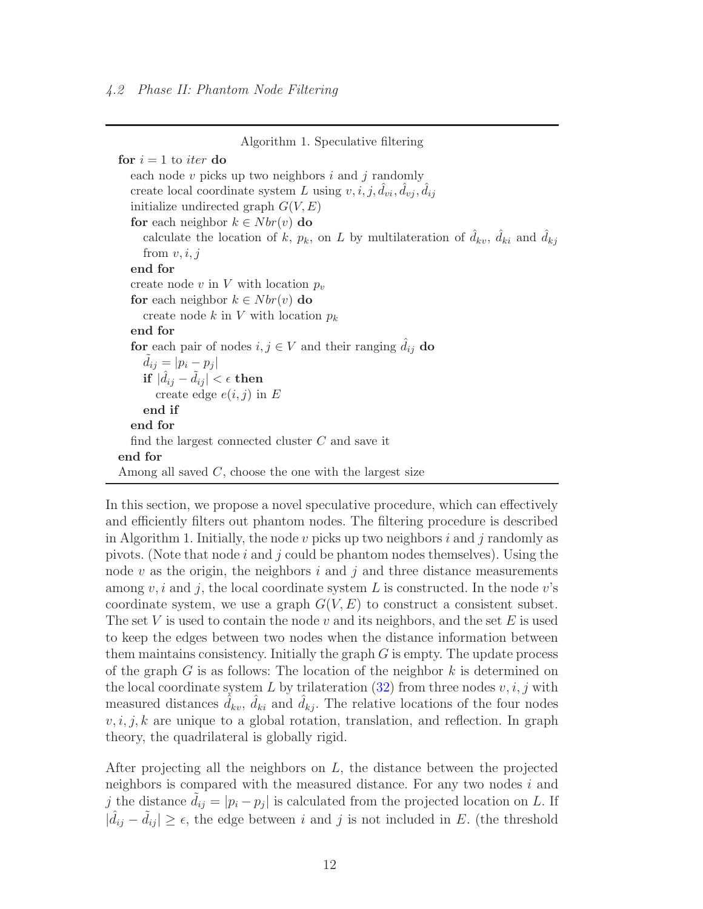### 4.2 Phase II: Phantom Node Filtering

---

Algorithm 1. Speculative filtering

```
for i = 1 to iter do
  each node v picks up two neighbors i and j randomly
  create local coordinate system L using v, i, j, d̂_vi, d̂_vj, d̂_ij
  initialize undirected graph G(V, E)
  for each neighbor k ∈ Nbr(v) do
    calculate the location of k, p_k, on L by multilateration of d̂_kv, d̂_ki and d̂_kj
    from v, i, j
  end for
  create node v in V with location p_v
  for each neighbor k ∈ Nbr(v) do
    create node k in V with location p_k
  end for
  for each pair of nodes i, j ∈ V and their ranging d̂_ij do
    d̃_ij = |p_i − p_j|
    if |d̂_ij − d̃_ij| < ε then
      create edge e(i, j) in E
    end if
  end for
  find the largest connected cluster C and save it
end for
Among all saved C, choose the one with the largest size
```

---

In this section, we propose a novel speculative procedure, which can effectively and efficiently filters out phantom nodes. The filtering procedure is described in Algorithm 1. Initially, the node $v$ picks up two neighbors $i$ and $j$ randomly as pivots. (Note that node $i$ and $j$ could be phantom nodes themselves). Using the node $v$ as the origin, the neighbors $i$ and $j$ and three distance measurements among $v, i$ and $j$, the local coordinate system $L$ is constructed. In the node $v$'s coordinate system, we use a graph $G(V, E)$ to construct a consistent subset. The set $V$ is used to contain the node $v$ and its neighbors, and the set $E$ is used to keep the edges between two nodes when the distance information between them maintains consistency. Initially the graph $G$ is empty. The update process of the graph $G$ is as follows: The location of the neighbor $k$ is determined on the local coordinate system $L$ by trilateration (32) from three nodes $v, i, j$ with measured distances $\hat{d}_{kv}$, $\hat{d}_{ki}$ and $\hat{d}_{kj}$. The relative locations of the four nodes $v, i, j, k$ are unique to a global rotation, translation, and reflection. In graph theory, the quadrilateral is globally rigid.

After projecting all the neighbors on $L$, the distance between the projected neighbors is compared with the measured distance. For any two nodes $i$ and $j$ the distance $\tilde{d}_{ij} = |p_i - p_j|$ is calculated from the projected location on $L$. If $|\hat{d}_{ij} - \tilde{d}_{ij}| \geq \epsilon$, the edge between $i$ and $j$ is not included in $E$. (the threshold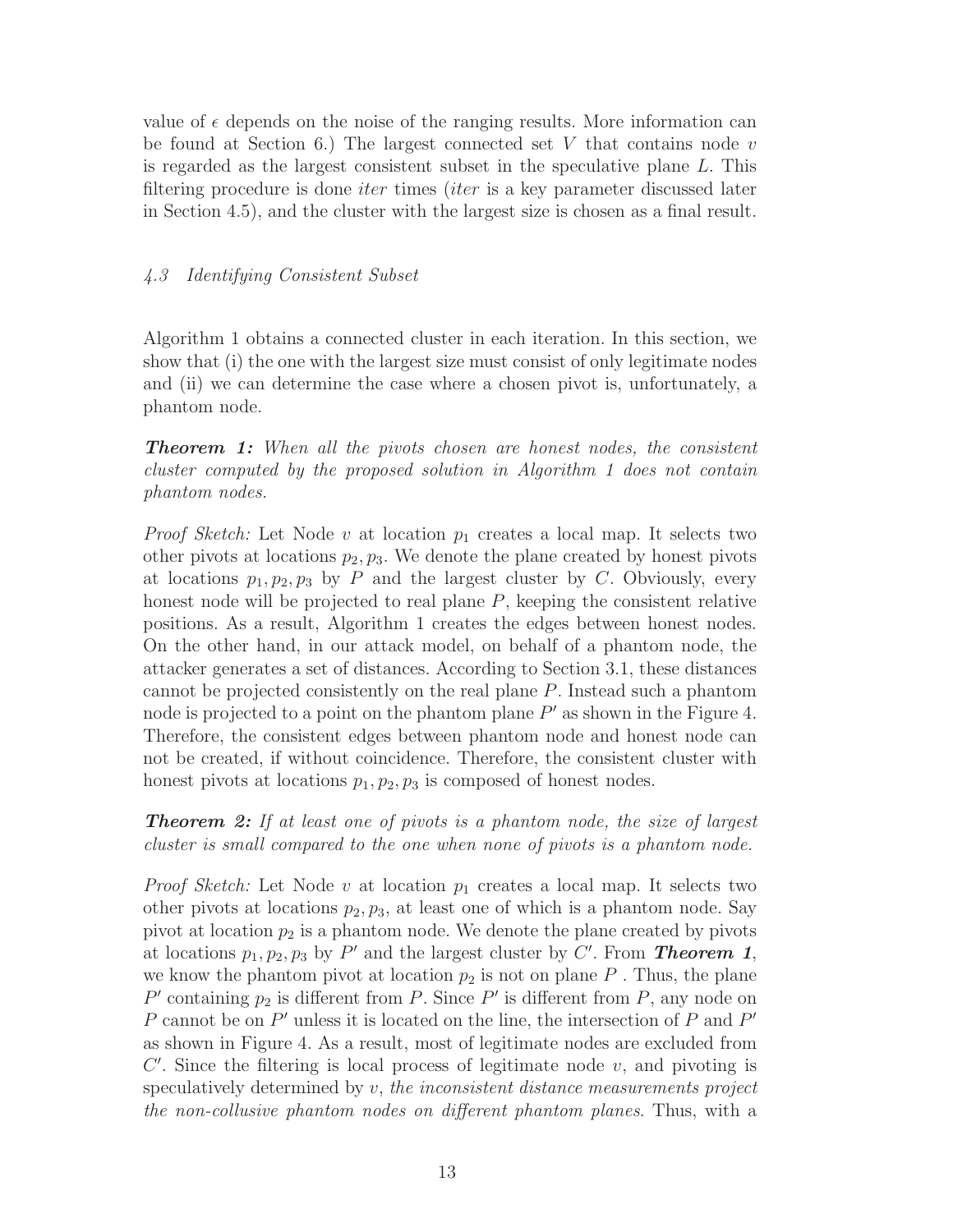value of $\epsilon$ depends on the noise of the ranging results. More information can be found at Section 6.) The largest connected set $V$ that contains node $v$ is regarded as the largest consistent subset in the speculative plane $L$. This filtering procedure is done *iter* times (*iter* is a key parameter discussed later in Section 4.5), and the cluster with the largest size is chosen as a final result.

### *4.3 Identifying Consistent Subset*

Algorithm 1 obtains a connected cluster in each iteration. In this section, we show that (i) the one with the largest size must consist of only legitimate nodes and (ii) we can determine the case where a chosen pivot is, unfortunately, a phantom node.

***Theorem 1:*** *When all the pivots chosen are honest nodes, the consistent cluster computed by the proposed solution in Algorithm 1 does not contain phantom nodes.*

*Proof Sketch:* Let Node $v$ at location $p_1$ creates a local map. It selects two other pivots at locations $p_2, p_3$. We denote the plane created by honest pivots at locations $p_1, p_2, p_3$ by $P$ and the largest cluster by $C$. Obviously, every honest node will be projected to real plane $P$, keeping the consistent relative positions. As a result, Algorithm 1 creates the edges between honest nodes. On the other hand, in our attack model, on behalf of a phantom node, the attacker generates a set of distances. According to Section 3.1, these distances cannot be projected consistently on the real plane $P$. Instead such a phantom node is projected to a point on the phantom plane $P'$ as shown in the Figure 4. Therefore, the consistent edges between phantom node and honest node can not be created, if without coincidence. Therefore, the consistent cluster with honest pivots at locations $p_1, p_2, p_3$ is composed of honest nodes.

***Theorem 2:*** *If at least one of pivots is a phantom node, the size of largest cluster is small compared to the one when none of pivots is a phantom node.*

*Proof Sketch:* Let Node $v$ at location $p_1$ creates a local map. It selects two other pivots at locations $p_2, p_3$, at least one of which is a phantom node. Say pivot at location $p_2$ is a phantom node. We denote the plane created by pivots at locations $p_1, p_2, p_3$ by $P'$ and the largest cluster by $C'$. From ***Theorem 1***, we know the phantom pivot at location $p_2$ is not on plane $P$ . Thus, the plane $P'$ containing $p_2$ is different from $P$. Since $P'$ is different from $P$, any node on $P$ cannot be on $P'$ unless it is located on the line, the intersection of $P$ and $P'$ as shown in Figure 4. As a result, most of legitimate nodes are excluded from $C'$. Since the filtering is local process of legitimate node $v$, and pivoting is speculatively determined by $v$, *the inconsistent distance measurements project the non-collusive phantom nodes on different phantom planes*. Thus, with a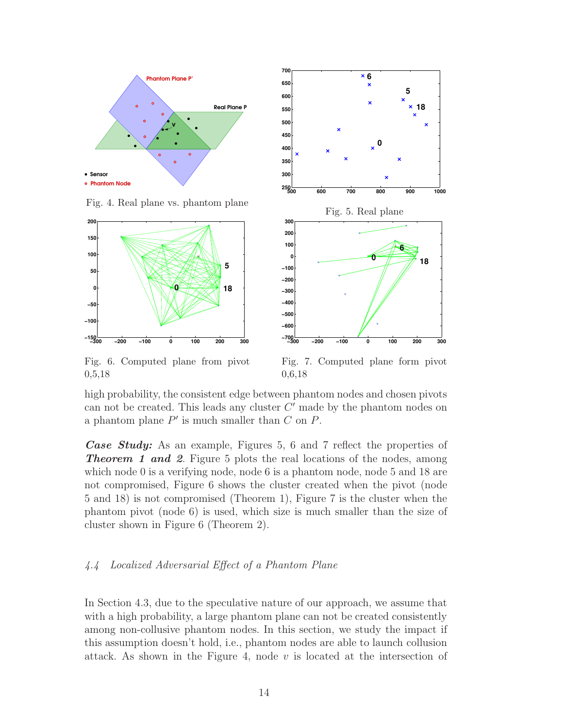Fig. 4. Real plane vs. phantom plane

Fig. 5. Real plane

Fig. 6. Computed plane from pivot 0,5,18

Fig. 7. Computed plane form pivot 0,6,18

high probability, the consistent edge between phantom nodes and chosen pivots can not be created. This leads any cluster $C'$ made by the phantom nodes on a phantom plane $P'$ is much smaller than $C$ on $P$.

***Case Study:*** As an example, Figures 5, 6 and 7 reflect the properties of ***Theorem 1 and 2***. Figure 5 plots the real locations of the nodes, among which node 0 is a verifying node, node 6 is a phantom node, node 5 and 18 are not compromised, Figure 6 shows the cluster created when the pivot (node 5 and 18) is not compromised (Theorem 1), Figure 7 is the cluster when the phantom pivot (node 6) is used, which size is much smaller than the size of cluster shown in Figure 6 (Theorem 2).

### *4.4 Localized Adversarial Effect of a Phantom Plane*

In Section 4.3, due to the speculative nature of our approach, we assume that with a high probability, a large phantom plane can not be created consistently among non-collusive phantom nodes. In this section, we study the impact if this assumption doesn't hold, i.e., phantom nodes are able to launch collusion attack. As shown in the Figure 4, node $v$ is located at the intersection of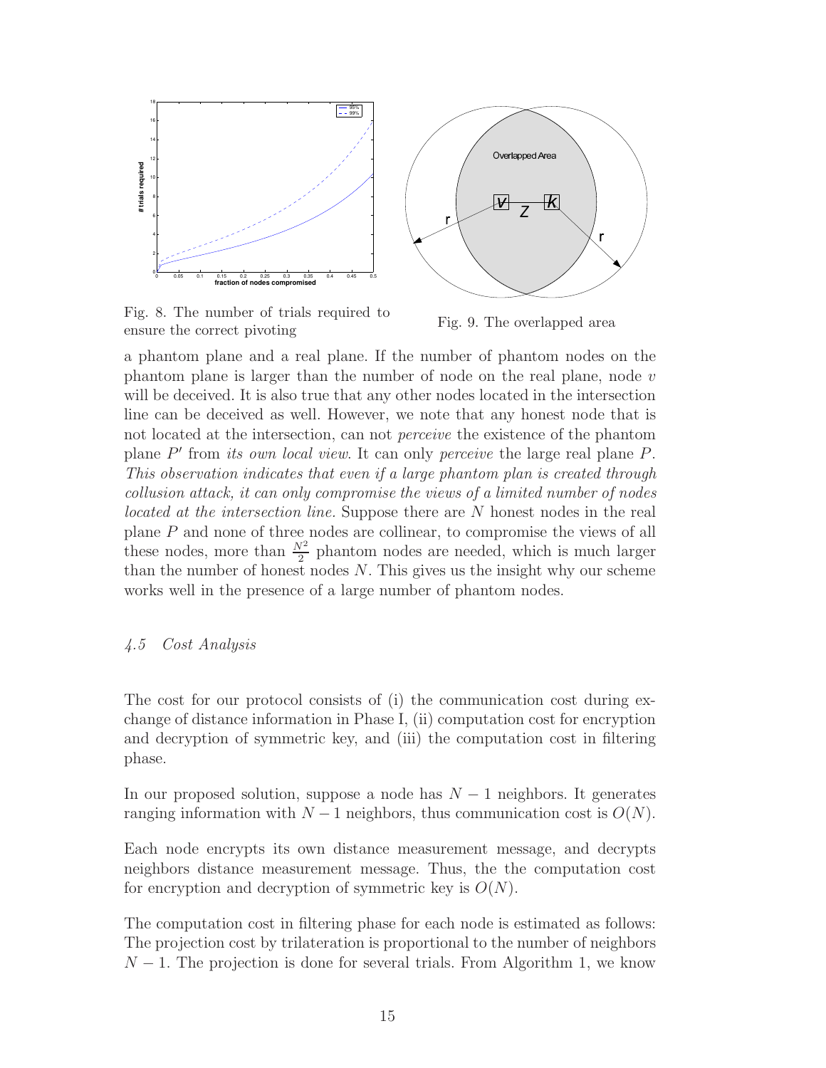Fig. 8. The number of trials required to ensure the correct pivoting

Fig. 9. The overlapped area

a phantom plane and a real plane. If the number of phantom nodes on the phantom plane is larger than the number of node on the real plane, node $v$ will be deceived. It is also true that any other nodes located in the intersection line can be deceived as well. However, we note that any honest node that is not located at the intersection, can not *perceive* the existence of the phantom plane $P'$ from *its own local view*. It can only *perceive* the large real plane $P$. *This observation indicates that even if a large phantom plan is created through collusion attack, it can only compromise the views of a limited number of nodes located at the intersection line.* Suppose there are $N$ honest nodes in the real plane $P$ and none of three nodes are collinear, to compromise the views of all these nodes, more than $\frac{N^2}{2}$ phantom nodes are needed, which is much larger than the number of honest nodes $N$. This gives us the insight why our scheme works well in the presence of a large number of phantom nodes.

### *4.5 Cost Analysis*

The cost for our protocol consists of (i) the communication cost during exchange of distance information in Phase I, (ii) computation cost for encryption and decryption of symmetric key, and (iii) the computation cost in filtering phase.

In our proposed solution, suppose a node has $N-1$ neighbors. It generates ranging information with $N-1$ neighbors, thus communication cost is $O(N)$.

Each node encrypts its own distance measurement message, and decrypts neighbors distance measurement message. Thus, the the computation cost for encryption and decryption of symmetric key is $O(N)$.

The computation cost in filtering phase for each node is estimated as follows: The projection cost by trilateration is proportional to the number of neighbors $N-1$. The projection is done for several trials. From Algorithm 1, we know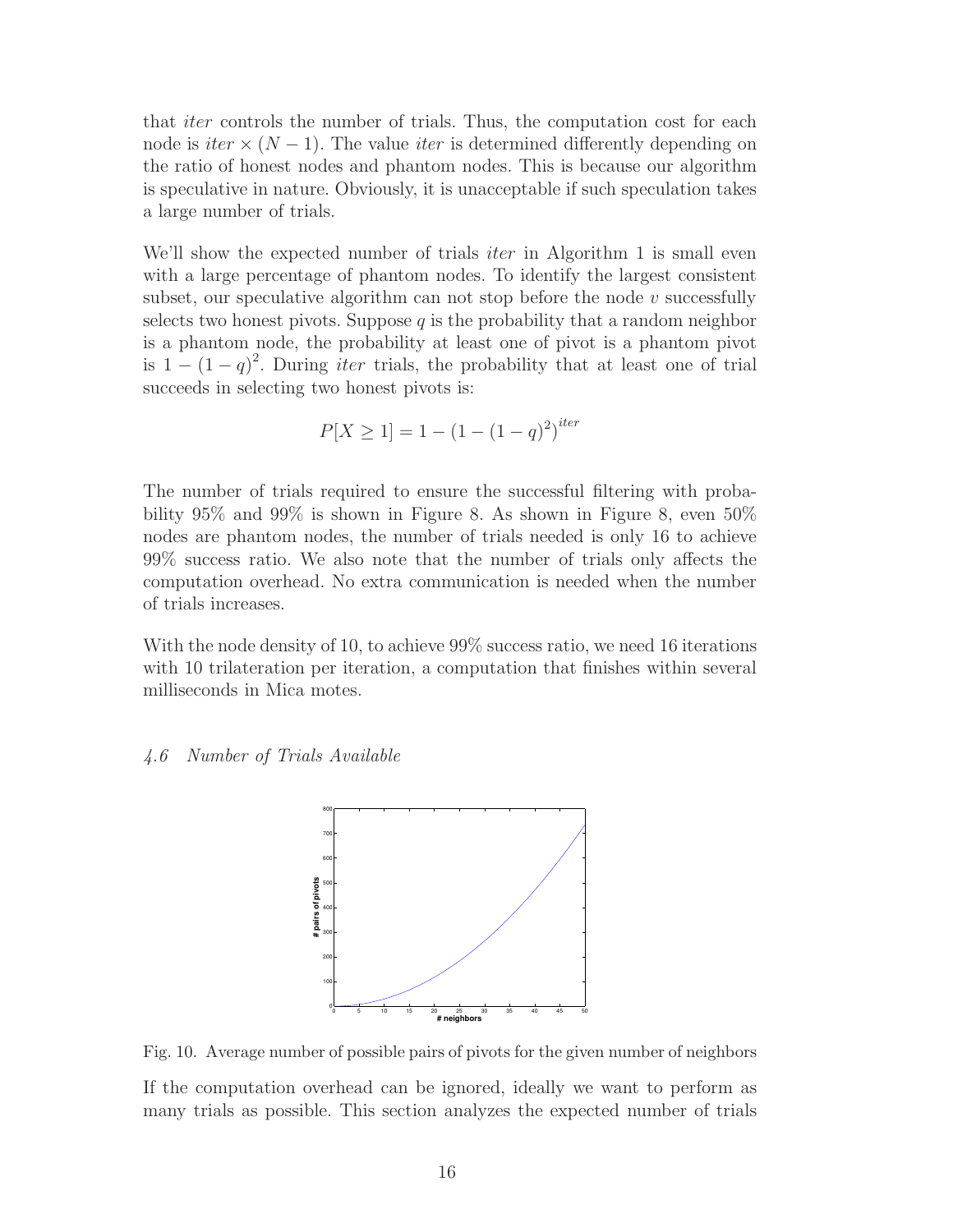that *iter* controls the number of trials. Thus, the computation cost for each node is $iter \times (N-1)$. The value *iter* is determined differently depending on the ratio of honest nodes and phantom nodes. This is because our algorithm is speculative in nature. Obviously, it is unacceptable if such speculation takes a large number of trials.

We'll show the expected number of trials *iter* in Algorithm 1 is small even with a large percentage of phantom nodes. To identify the largest consistent subset, our speculative algorithm can not stop before the node $v$ successfully selects two honest pivots. Suppose $q$ is the probability that a random neighbor is a phantom node, the probability at least one of pivot is a phantom pivot is $1-(1-q)^2$. During *iter* trials, the probability that at least one of trial succeeds in selecting two honest pivots is:

$$P[X \geq 1] = 1 - \left(1 - (1-q)^2\right)^{iter}$$

The number of trials required to ensure the successful filtering with probability 95% and 99% is shown in Figure 8. As shown in Figure 8, even 50% nodes are phantom nodes, the number of trials needed is only 16 to achieve 99% success ratio. We also note that the number of trials only affects the computation overhead. No extra communication is needed when the number of trials increases.

With the node density of 10, to achieve 99% success ratio, we need 16 iterations with 10 trilateration per iteration, a computation that finishes within several milliseconds in Mica motes.

### *4.6 Number of Trials Available*

Fig. 10. Average number of possible pairs of pivots for the given number of neighbors

If the computation overhead can be ignored, ideally we want to perform as many trials as possible. This section analyzes the expected number of trials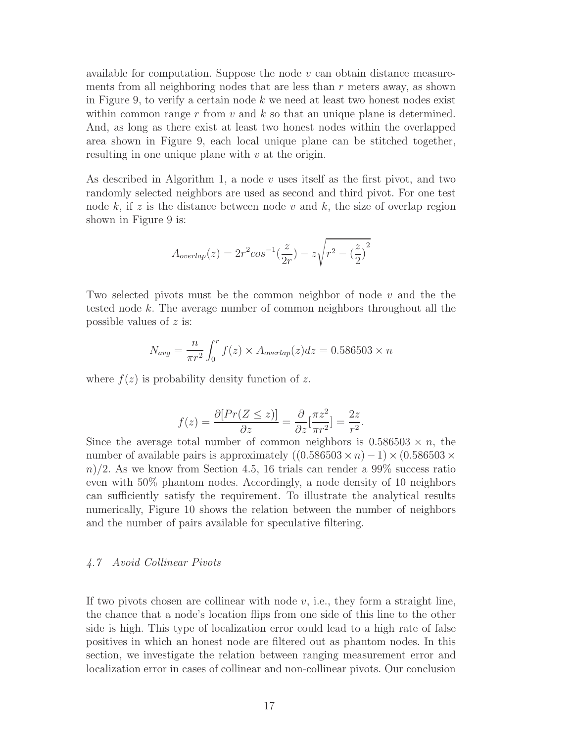available for computation. Suppose the node $v$ can obtain distance measurements from all neighboring nodes that are less than $r$ meters away, as shown in Figure 9, to verify a certain node $k$ we need at least two honest nodes exist within common range $r$ from $v$ and $k$ so that an unique plane is determined. And, as long as there exist at least two honest nodes within the overlapped area shown in Figure 9, each local unique plane can be stitched together, resulting in one unique plane with $v$ at the origin.

As described in Algorithm 1, a node $v$ uses itself as the first pivot, and two randomly selected neighbors are used as second and third pivot. For one test node $k$, if $z$ is the distance between node $v$ and $k$, the size of overlap region shown in Figure 9 is:

$$A_{overlap}(z) = 2r^2 cos^{-1}(\frac{z}{2r}) - z\sqrt{r^2 - (\frac{z}{2})^2}$$

Two selected pivots must be the common neighbor of node $v$ and the the tested node $k$. The average number of common neighbors throughout all the possible values of $z$ is:

$$N_{avg} = \frac{n}{\pi r^2} \int_0^r f(z) \times A_{overlap}(z) dz = 0.586503 \times n$$

where $f(z)$ is probability density function of $z$.

$$f(z) = \frac{\partial [Pr(Z \leq z)]}{\partial z} = \frac{\partial}{\partial z}[\frac{\pi z^2}{\pi r^2}] = \frac{2z}{r^2}.$$

Since the average total number of common neighbors is $0.586503 \times n$, the number of available pairs is approximately $((0.586503 \times n) - 1) \times (0.586503 \times n)/2$. As we know from Section 4.5, 16 trials can render a 99% success ratio even with 50% phantom nodes. Accordingly, a node density of 10 neighbors can sufficiently satisfy the requirement. To illustrate the analytical results numerically, Figure 10 shows the relation between the number of neighbors and the number of pairs available for speculative filtering.

### *4.7 Avoid Collinear Pivots*

If two pivots chosen are collinear with node $v$, i.e., they form a straight line, the chance that a node's location flips from one side of this line to the other side is high. This type of localization error could lead to a high rate of false positives in which an honest node are filtered out as phantom nodes. In this section, we investigate the relation between ranging measurement error and localization error in cases of collinear and non-collinear pivots. Our conclusion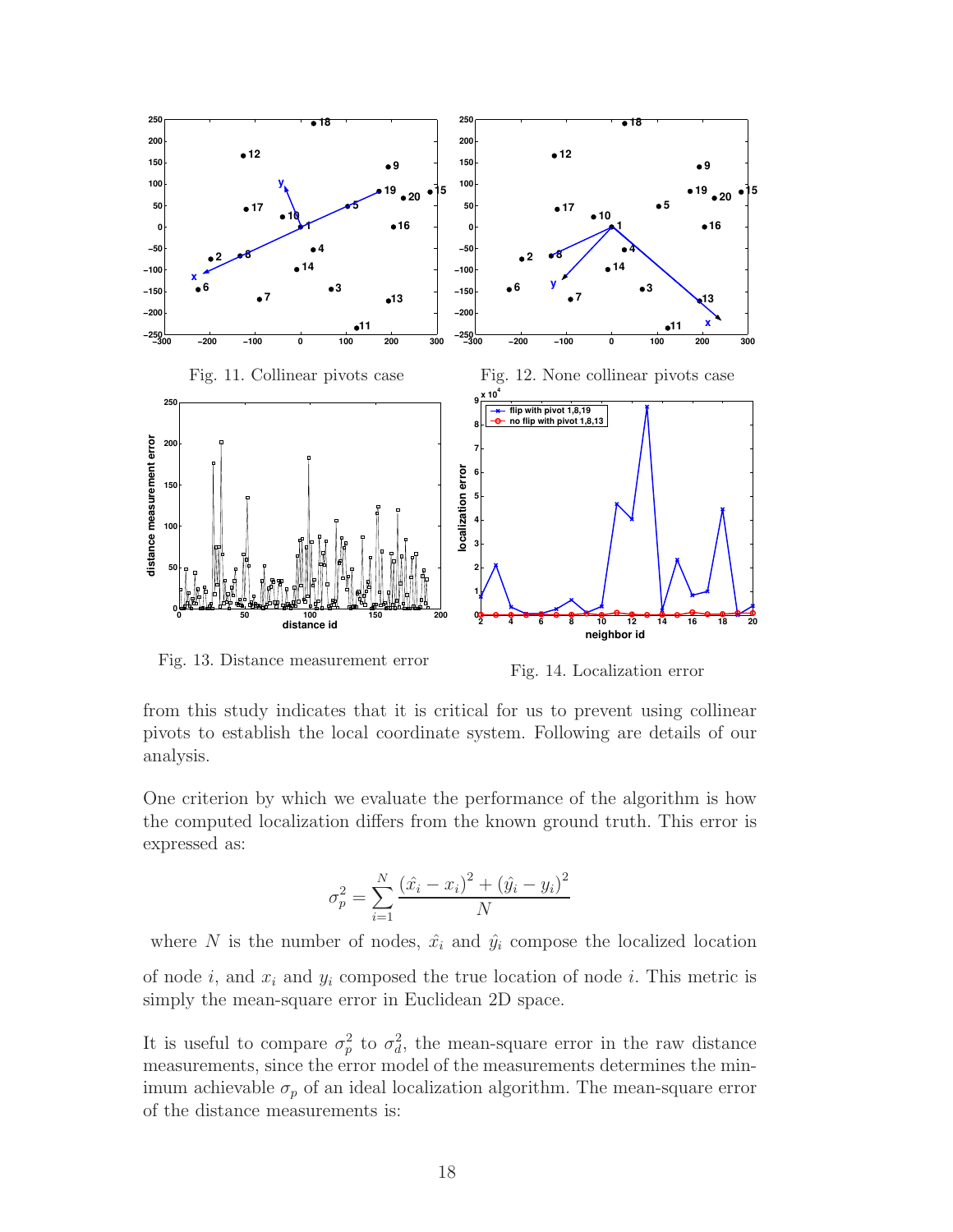Fig. 11. Collinear pivots case

Fig. 12. None collinear pivots case

Fig. 13. Distance measurement error

Fig. 14. Localization error

from this study indicates that it is critical for us to prevent using collinear pivots to establish the local coordinate system. Following are details of our analysis.

One criterion by which we evaluate the performance of the algorithm is how the computed localization differs from the known ground truth. This error is expressed as:

$$\sigma_p^2 = \sum_{i=1}^{N} \frac{(\hat{x}_i - x_i)^2 + (\hat{y}_i - y_i)^2}{N}$$

where $N$ is the number of nodes, $\hat{x}_i$ and $\hat{y}_i$ compose the localized location of node $i$, and $x_i$ and $y_i$ composed the true location of node $i$. This metric is simply the mean-square error in Euclidean 2D space.

It is useful to compare $\sigma_p^2$ to $\sigma_d^2$, the mean-square error in the raw distance measurements, since the error model of the measurements determines the minimum achievable $\sigma_p$ of an ideal localization algorithm. The mean-square error of the distance measurements is: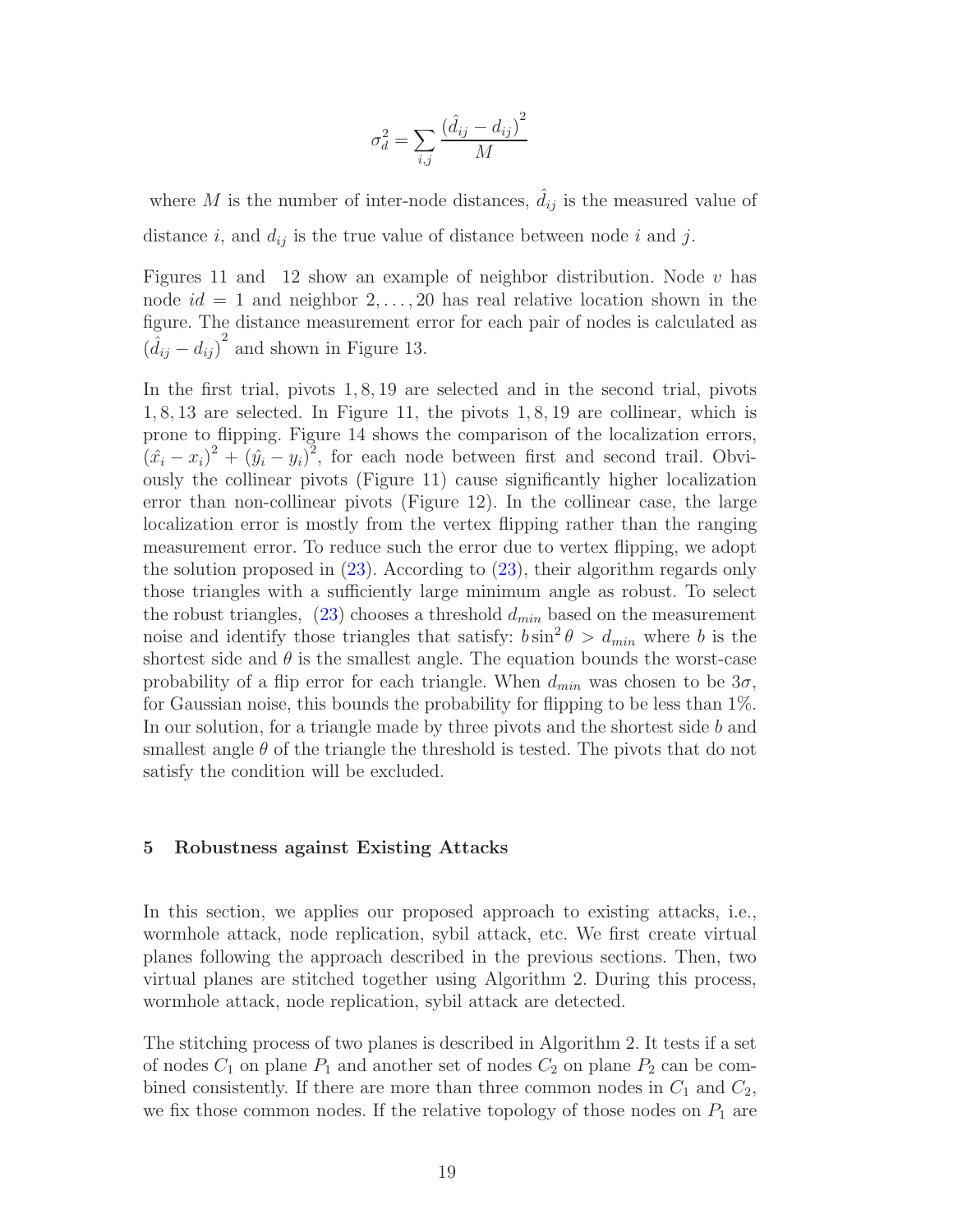$$\sigma_d^2 = \sum_{i,j} \frac{\left(\hat{d}_{ij} - d_{ij}\right)^2}{M}$$

where $M$ is the number of inter-node distances, $\hat{d}_{ij}$ is the measured value of distance $i$, and $d_{ij}$ is the true value of distance between node $i$ and $j$.

Figures 11 and 12 show an example of neighbor distribution. Node $v$ has node $id = 1$ and neighbor $2, \ldots, 20$ has real relative location shown in the figure. The distance measurement error for each pair of nodes is calculated as $\left(\hat{d}_{ij} - d_{ij}\right)^2$ and shown in Figure 13.

In the first trial, pivots $1, 8, 19$ are selected and in the second trial, pivots $1, 8, 13$ are selected. In Figure 11, the pivots $1, 8, 19$ are collinear, which is prone to flipping. Figure 14 shows the comparison of the localization errors, $\left(\hat{x_i} - x_i\right)^2 + \left(\hat{y_i} - y_i\right)^2$, for each node between first and second trail. Obviously the collinear pivots (Figure 11) cause significantly higher localization error than non-collinear pivots (Figure 12). In the collinear case, the large localization error is mostly from the vertex flipping rather than the ranging measurement error. To reduce such the error due to vertex flipping, we adopt the solution proposed in (23). According to (23), their algorithm regards only those triangles with a sufficiently large minimum angle as robust. To select the robust triangles, (23) chooses a threshold $d_{min}$ based on the measurement noise and identify those triangles that satisfy: $b \sin^2 \theta > d_{min}$ where $b$ is the shortest side and $\theta$ is the smallest angle. The equation bounds the worst-case probability of a flip error for each triangle. When $d_{min}$ was chosen to be $3\sigma$, for Gaussian noise, this bounds the probability for flipping to be less than 1%. In our solution, for a triangle made by three pivots and the shortest side $b$ and smallest angle $\theta$ of the triangle the threshold is tested. The pivots that do not satisfy the condition will be excluded.

## 5 Robustness against Existing Attacks

In this section, we applies our proposed approach to existing attacks, i.e., wormhole attack, node replication, sybil attack, etc. We first create virtual planes following the approach described in the previous sections. Then, two virtual planes are stitched together using Algorithm 2. During this process, wormhole attack, node replication, sybil attack are detected.

The stitching process of two planes is described in Algorithm 2. It tests if a set of nodes $C_1$ on plane $P_1$ and another set of nodes $C_2$ on plane $P_2$ can be combined consistently. If there are more than three common nodes in $C_1$ and $C_2$, we fix those common nodes. If the relative topology of those nodes on $P_1$ are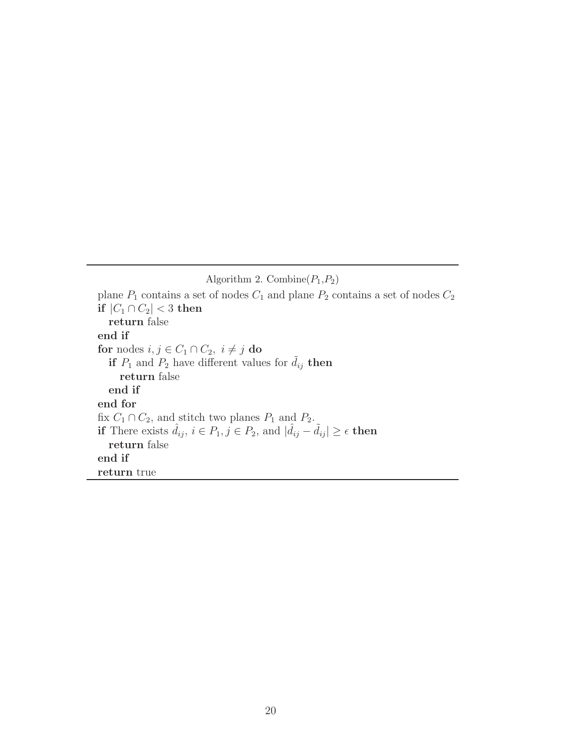Algorithm 2. Combine($P_1$,$P_2$)

```
plane P_1 contains a set of nodes C_1 and plane P_2 contains a set of nodes C_2
if |C_1 ∩ C_2| < 3 then
  return false
end if
for nodes i, j ∈ C_1 ∩ C_2, i ≠ j do
  if P_1 and P_2 have different values for d̃_ij then
    return false
  end if
end for
fix C_1 ∩ C_2, and stitch two planes P_1 and P_2.
if There exists d̂_ij, i ∈ P_1, j ∈ P_2, and |d̂_ij − d̃_ij| ≥ ε then
  return false
end if
return true
```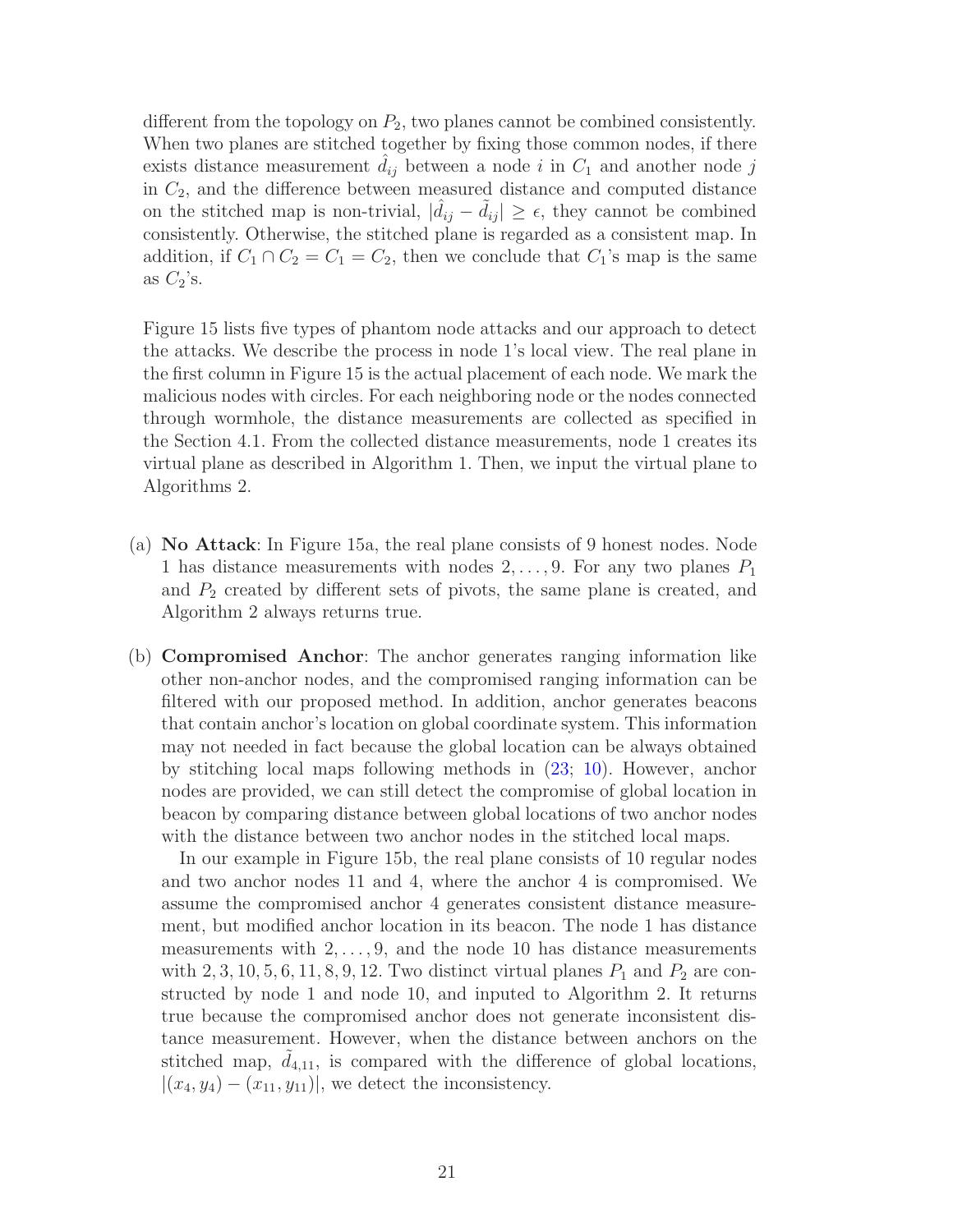different from the topology on $P_2$, two planes cannot be combined consistently. When two planes are stitched together by fixing those common nodes, if there exists distance measurement $\hat{d}_{ij}$ between a node $i$ in $C_1$ and another node $j$ in $C_2$, and the difference between measured distance and computed distance on the stitched map is non-trivial, $|\hat{d}_{ij} - \tilde{d}_{ij}| \geq \epsilon$, they cannot be combined consistently. Otherwise, the stitched plane is regarded as a consistent map. In addition, if $C_1 \cap C_2 = C_1 = C_2$, then we conclude that $C_1$'s map is the same as $C_2$'s.

Figure 15 lists five types of phantom node attacks and our approach to detect the attacks. We describe the process in node 1's local view. The real plane in the first column in Figure 15 is the actual placement of each node. We mark the malicious nodes with circles. For each neighboring node or the nodes connected through wormhole, the distance measurements are collected as specified in the Section 4.1. From the collected distance measurements, node 1 creates its virtual plane as described in Algorithm 1. Then, we input the virtual plane to Algorithms 2.

(a) **No Attack**: In Figure 15a, the real plane consists of 9 honest nodes. Node 1 has distance measurements with nodes $2, \ldots, 9$. For any two planes $P_1$ and $P_2$ created by different sets of pivots, the same plane is created, and Algorithm 2 always returns true.

(b) **Compromised Anchor**: The anchor generates ranging information like other non-anchor nodes, and the compromised ranging information can be filtered with our proposed method. In addition, anchor generates beacons that contain anchor's location on global coordinate system. This information may not needed in fact because the global location can be always obtained by stitching local maps following methods in (23; 10). However, anchor nodes are provided, we can still detect the compromise of global location in beacon by comparing distance between global locations of two anchor nodes with the distance between two anchor nodes in the stitched local maps.

In our example in Figure 15b, the real plane consists of 10 regular nodes and two anchor nodes 11 and 4, where the anchor 4 is compromised. We assume the compromised anchor 4 generates consistent distance measurement, but modified anchor location in its beacon. The node 1 has distance measurements with $2, \ldots, 9$, and the node 10 has distance measurements with $2, 3, 10, 5, 6, 11, 8, 9, 12$. Two distinct virtual planes $P_1$ and $P_2$ are constructed by node 1 and node 10, and inputed to Algorithm 2. It returns true because the compromised anchor does not generate inconsistent distance measurement. However, when the distance between anchors on the stitched map, $\tilde{d}_{4,11}$, is compared with the difference of global locations, $|(x_4, y_4) - (x_{11}, y_{11})|$, we detect the inconsistency.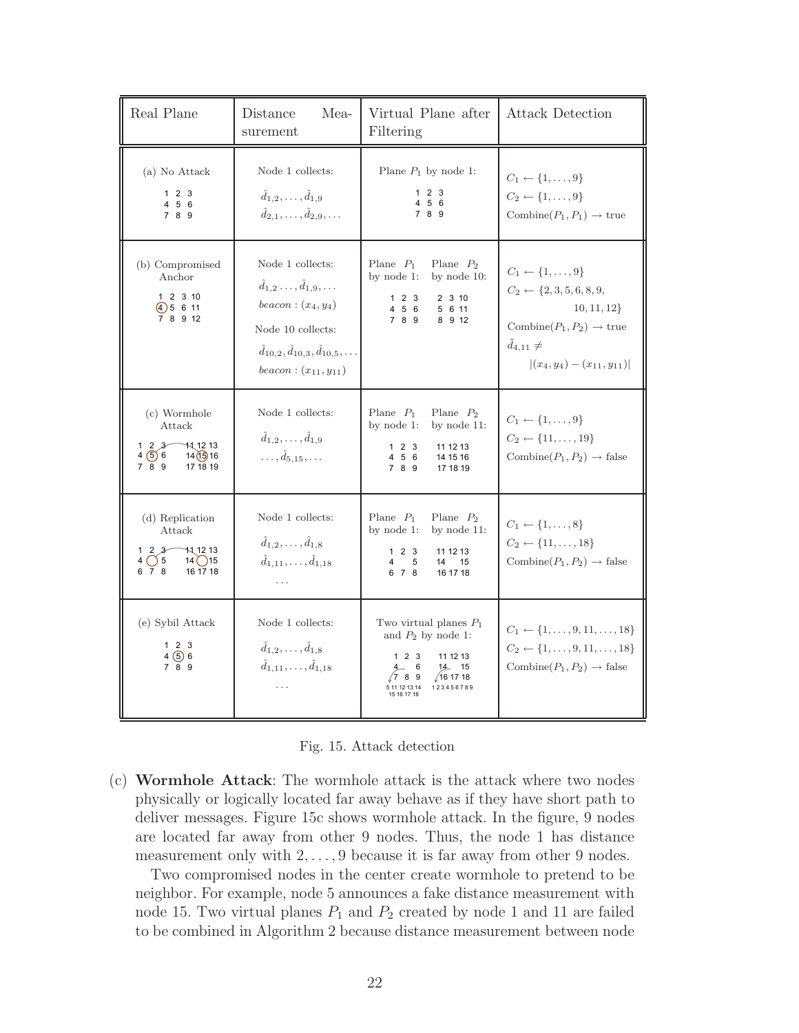| Real Plane | Distance Measurement | Virtual Plane after Filtering | Attack Detection |
|---|---|---|---|
| (a) No Attack<br>1 2 3<br>4 5 6<br>7 8 9 | Node 1 collects:<br>$\hat{d}_{1,2}, \ldots, \hat{d}_{1,9}$<br>$\hat{d}_{2,1}, \ldots, \hat{d}_{2,9}, \ldots$ | Plane $P_1$ by node 1:<br>1 2 3<br>4 5 6<br>7 8 9 | $C_1 \leftarrow \{1, \ldots, 9\}$<br>$C_2 \leftarrow \{1, \ldots, 9\}$<br>Combine$(P_1, P_1) \rightarrow$ true |
| (b) Compromised Anchor<br>1 2 3 10<br>(4) 5 6 11<br>7 8 9 12 | Node 1 collects:<br>$\hat{d}_{1,2} \ldots, \hat{d}_{1,9}, \ldots$<br>$beacon : (x_4, y_4)$<br>Node 10 collects:<br>$\hat{d}_{10,2}, \hat{d}_{10,3}, \hat{d}_{10,5}, \ldots$<br>$beacon : (x_{11}, y_{11})$ | Plane $P_1$ by node 1:<br>1 2 3<br>4 5 6<br>7 8 9<br>Plane $P_2$ by node 10:<br>2 3 10<br>5 6 11<br>8 9 12 | $C_1 \leftarrow \{1, \ldots, 9\}$<br>$C_2 \leftarrow \{2, 3, 5, 6, 8, 9, 10, 11, 12\}$<br>Combine$(P_1, P_2) \rightarrow$ true<br>$\bar{d}_{4,11} \neq \lvert (x_4, y_4) - (x_{11}, y_{11}) \rvert$ |
| (c) Wormhole Attack<br>1 2 3 — 11 12 13<br>4 (5) 6 &nbsp; 14 (15) 16<br>7 8 9 &nbsp; 17 18 19 | Node 1 collects:<br>$\hat{d}_{1,2}, \ldots, \hat{d}_{1,9}$<br>$\ldots, \hat{d}_{5,15}, \ldots$ | Plane $P_1$ by node 1:<br>1 2 3<br>4 5 6<br>7 8 9<br>Plane $P_2$ by node 11:<br>11 12 13<br>14 15 16<br>17 18 19 | $C_1 \leftarrow \{1, \ldots, 9\}$<br>$C_2 \leftarrow \{11, \ldots, 19\}$<br>Combine$(P_1, P_2) \rightarrow$ false |
| (d) Replication Attack<br>1 2 3 — 11 12 13<br>4 ◯ 5 &nbsp; 14 ◯ 15<br>6 7 8 &nbsp; 16 17 18 | Node 1 collects:<br>$\hat{d}_{1,2}, \ldots, \hat{d}_{1,8}$<br>$\hat{d}_{1,11}, \ldots, \hat{d}_{1,18}$<br>$\ldots$ | Plane $P_1$ by node 1:<br>1 2 3<br>4 &nbsp; 5<br>6 7 8<br>Plane $P_2$ by node 11:<br>11 12 13<br>14 &nbsp; 15<br>16 17 18 | $C_1 \leftarrow \{1, \ldots, 8\}$<br>$C_2 \leftarrow \{11, \ldots, 18\}$<br>Combine$(P_1, P_2) \rightarrow$ false |
| (e) Sybil Attack<br>1 2 3<br>4 (5) 6<br>7 8 9 | Node 1 collects:<br>$\hat{d}_{1,2}, \ldots, \hat{d}_{1,8}$<br>$\hat{d}_{1,11}, \ldots, \hat{d}_{1,18}$<br>$\ldots$ | Two virtual planes $P_1$ and $P_2$ by node 1:<br>1 2 3 &nbsp; 11 12 13<br>4 — 6 &nbsp; 14 — 15<br>7 8 9 &nbsp; 16 17 18<br>5 11 12 13 14 15 16 17 18 &nbsp; 1 2 3 4 5 6 7 8 9 | $C_1 \leftarrow \{1, \ldots, 9, 11, \ldots, 18\}$<br>$C_2 \leftarrow \{1, \ldots, 9, 11, \ldots, 18\}$<br>Combine$(P_1, P_2) \rightarrow$ false |

Fig. 15. Attack detection

(c) **Wormhole Attack**: The wormhole attack is the attack where two nodes physically or logically located far away behave as if they have short path to deliver messages. Figure 15c shows wormhole attack. In the figure, 9 nodes are located far away from other 9 nodes. Thus, the node 1 has distance measurement only with $2, \ldots, 9$ because it is far away from other 9 nodes.

Two compromised nodes in the center create wormhole to pretend to be neighbor. For example, node 5 announces a fake distance measurement with node 15. Two virtual planes $P_1$ and $P_2$ created by node 1 and 11 are failed to be combined in Algorithm 2 because distance measurement between node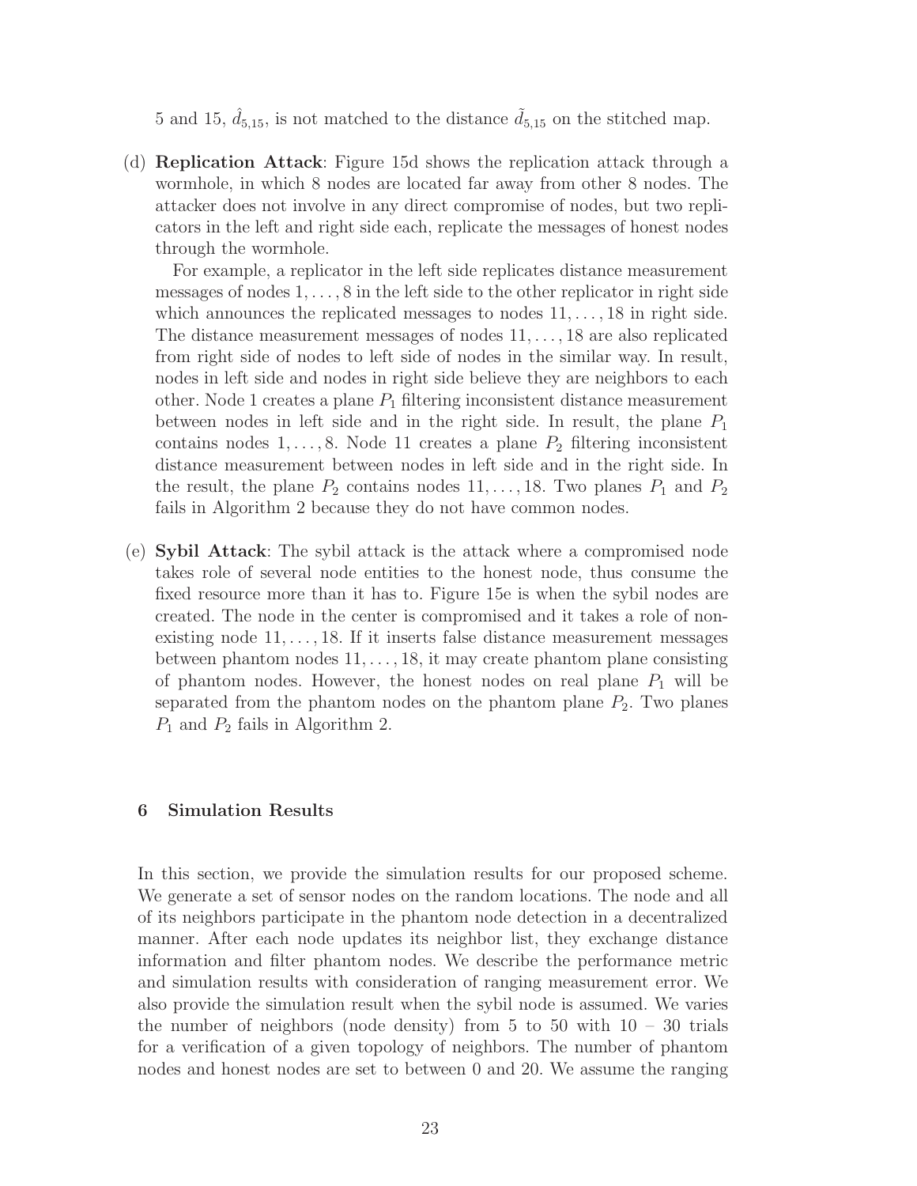5 and 15, $\hat{d}_{5,15}$, is not matched to the distance $\tilde{d}_{5,15}$ on the stitched map.

(d) **Replication Attack**: Figure 15d shows the replication attack through a wormhole, in which 8 nodes are located far away from other 8 nodes. The attacker does not involve in any direct compromise of nodes, but two replicators in the left and right side each, replicate the messages of honest nodes through the wormhole.

For example, a replicator in the left side replicates distance measurement messages of nodes $1, \ldots, 8$ in the left side to the other replicator in right side which announces the replicated messages to nodes $11, \ldots, 18$ in right side. The distance measurement messages of nodes $11, \ldots, 18$ are also replicated from right side of nodes to left side of nodes in the similar way. In result, nodes in left side and nodes in right side believe they are neighbors to each other. Node 1 creates a plane $P_1$ filtering inconsistent distance measurement between nodes in left side and in the right side. In result, the plane $P_1$ contains nodes $1, \ldots, 8$. Node 11 creates a plane $P_2$ filtering inconsistent distance measurement between nodes in left side and in the right side. In the result, the plane $P_2$ contains nodes $11, \ldots, 18$. Two planes $P_1$ and $P_2$ fails in Algorithm 2 because they do not have common nodes.

(e) **Sybil Attack**: The sybil attack is the attack where a compromised node takes role of several node entities to the honest node, thus consume the fixed resource more than it has to. Figure 15e is when the sybil nodes are created. The node in the center is compromised and it takes a role of non-existing node $11, \ldots, 18$. If it inserts false distance measurement messages between phantom nodes $11, \ldots, 18$, it may create phantom plane consisting of phantom nodes. However, the honest nodes on real plane $P_1$ will be separated from the phantom nodes on the phantom plane $P_2$. Two planes $P_1$ and $P_2$ fails in Algorithm 2.

## 6 Simulation Results

In this section, we provide the simulation results for our proposed scheme. We generate a set of sensor nodes on the random locations. The node and all of its neighbors participate in the phantom node detection in a decentralized manner. After each node updates its neighbor list, they exchange distance information and filter phantom nodes. We describe the performance metric and simulation results with consideration of ranging measurement error. We also provide the simulation result when the sybil node is assumed. We varies the number of neighbors (node density) from 5 to 50 with 10 – 30 trials for a verification of a given topology of neighbors. The number of phantom nodes and honest nodes are set to between 0 and 20. We assume the ranging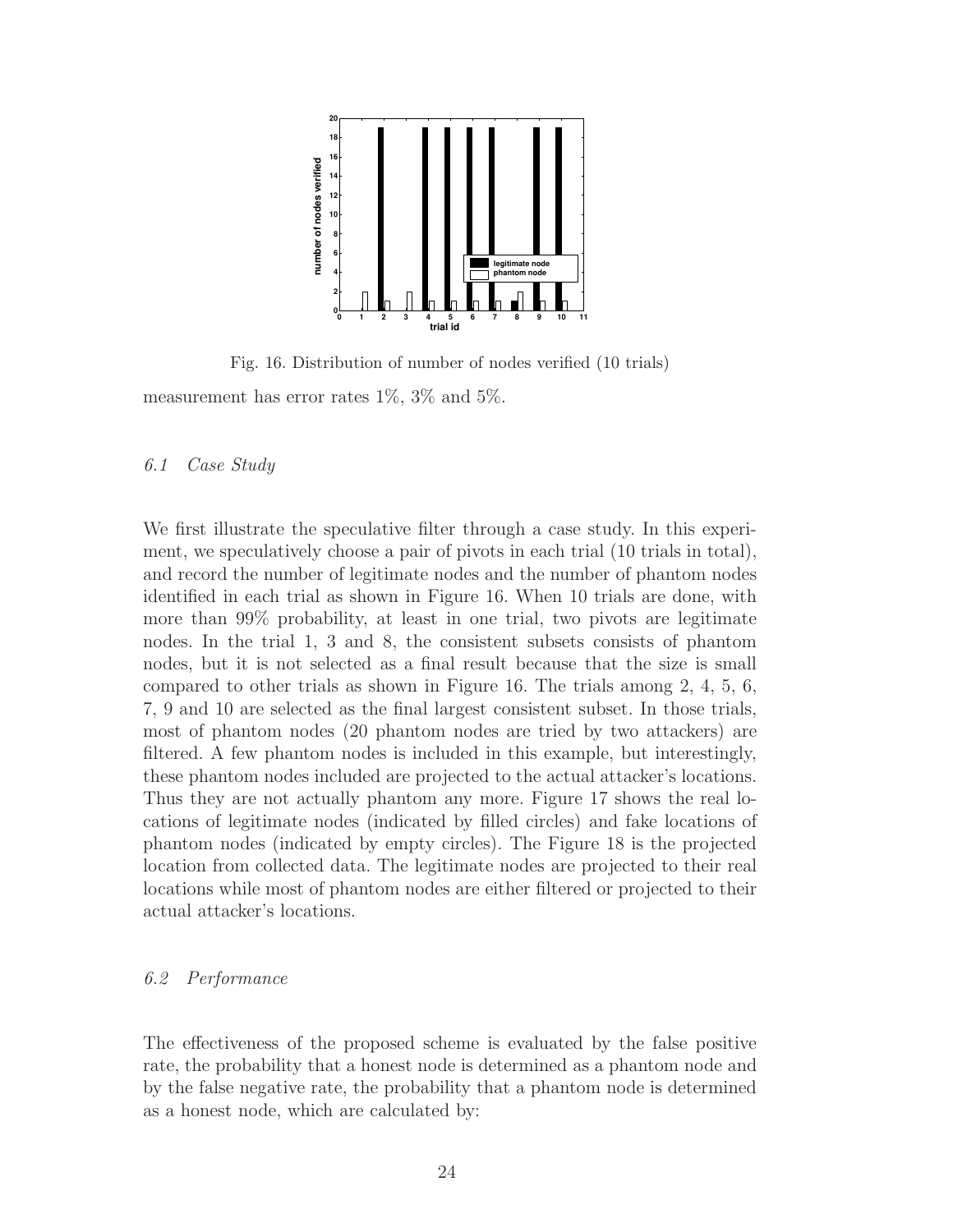Fig. 16. Distribution of number of nodes verified (10 trials)

measurement has error rates 1%, 3% and 5%.

### 6.1 Case Study

We first illustrate the speculative filter through a case study. In this experiment, we speculatively choose a pair of pivots in each trial (10 trials in total), and record the number of legitimate nodes and the number of phantom nodes identified in each trial as shown in Figure 16. When 10 trials are done, with more than 99% probability, at least in one trial, two pivots are legitimate nodes. In the trial 1, 3 and 8, the consistent subsets consists of phantom nodes, but it is not selected as a final result because that the size is small compared to other trials as shown in Figure 16. The trials among 2, 4, 5, 6, 7, 9 and 10 are selected as the final largest consistent subset. In those trials, most of phantom nodes (20 phantom nodes are tried by two attackers) are filtered. A few phantom nodes is included in this example, but interestingly, these phantom nodes included are projected to the actual attacker's locations. Thus they are not actually phantom any more. Figure 17 shows the real locations of legitimate nodes (indicated by filled circles) and fake locations of phantom nodes (indicated by empty circles). The Figure 18 is the projected location from collected data. The legitimate nodes are projected to their real locations while most of phantom nodes are either filtered or projected to their actual attacker's locations.

### 6.2 Performance

The effectiveness of the proposed scheme is evaluated by the false positive rate, the probability that a honest node is determined as a phantom node and by the false negative rate, the probability that a phantom node is determined as a honest node, which are calculated by: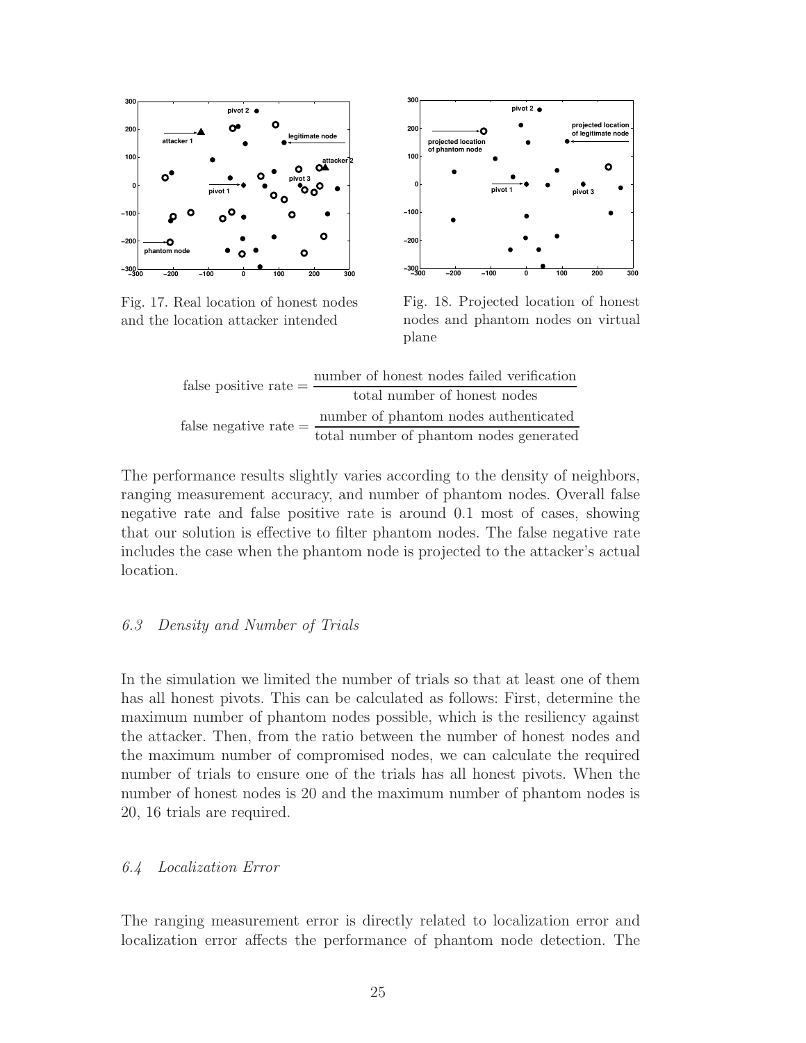Fig. 17. Real location of honest nodes and the location attacker intended

Fig. 18. Projected location of honest nodes and phantom nodes on virtual plane

$$\text{false positive rate} = \frac{\text{number of honest nodes failed verification}}{\text{total number of honest nodes}}$$

$$\text{false negative rate} = \frac{\text{number of phantom nodes authenticated}}{\text{total number of phantom nodes generated}}$$

The performance results slightly varies according to the density of neighbors, ranging measurement accuracy, and number of phantom nodes. Overall false negative rate and false positive rate is around 0.1 most of cases, showing that our solution is effective to filter phantom nodes. The false negative rate includes the case when the phantom node is projected to the attacker's actual location.

### 6.3 Density and Number of Trials

In the simulation we limited the number of trials so that at least one of them has all honest pivots. This can be calculated as follows: First, determine the maximum number of phantom nodes possible, which is the resiliency against the attacker. Then, from the ratio between the number of honest nodes and the maximum number of compromised nodes, we can calculate the required number of trials to ensure one of the trials has all honest pivots. When the number of honest nodes is 20 and the maximum number of phantom nodes is 20, 16 trials are required.

### 6.4 Localization Error

The ranging measurement error is directly related to localization error and localization error affects the performance of phantom node detection. The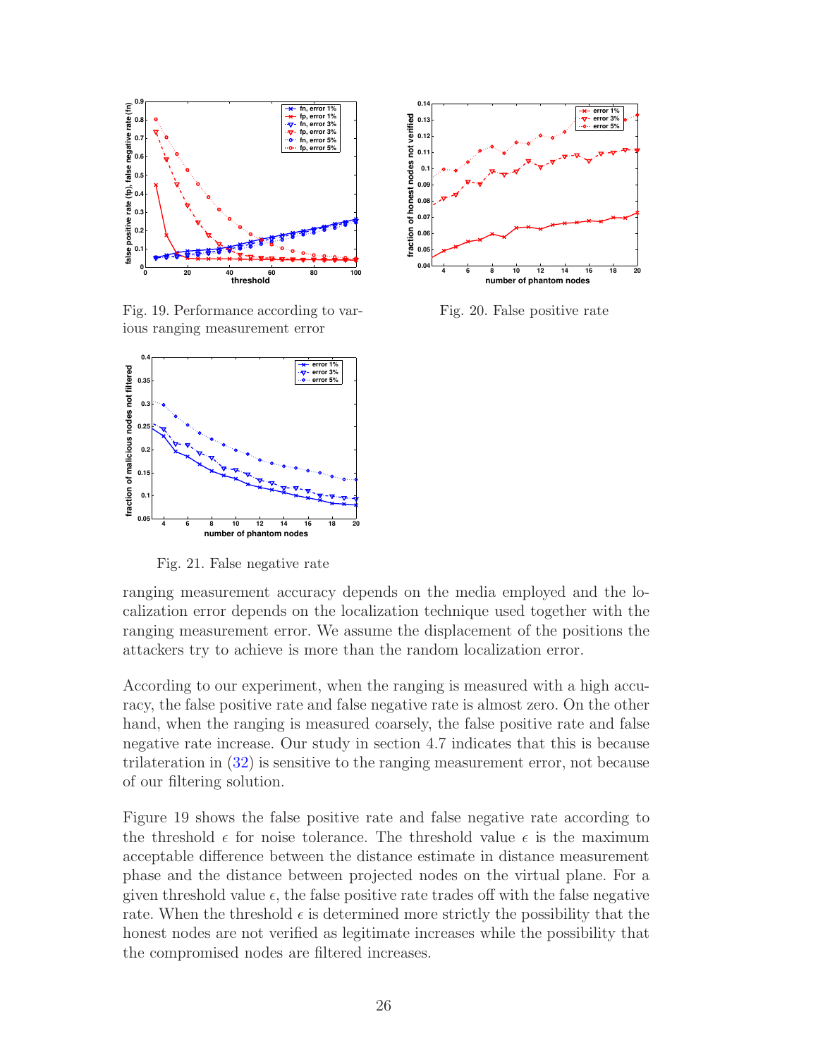Fig. 19. Performance according to various ranging measurement error

Fig. 20. False positive rate

Fig. 21. False negative rate

ranging measurement accuracy depends on the media employed and the localization error depends on the localization technique used together with the ranging measurement error. We assume the displacement of the positions the attackers try to achieve is more than the random localization error.

According to our experiment, when the ranging is measured with a high accuracy, the false positive rate and false negative rate is almost zero. On the other hand, when the ranging is measured coarsely, the false positive rate and false negative rate increase. Our study in section 4.7 indicates that this is because trilateration in (32) is sensitive to the ranging measurement error, not because of our filtering solution.

Figure 19 shows the false positive rate and false negative rate according to the threshold $\epsilon$ for noise tolerance. The threshold value $\epsilon$ is the maximum acceptable difference between the distance estimate in distance measurement phase and the distance between projected nodes on the virtual plane. For a given threshold value $\epsilon$, the false positive rate trades off with the false negative rate. When the threshold $\epsilon$ is determined more strictly the possibility that the honest nodes are not verified as legitimate increases while the possibility that the compromised nodes are filtered increases.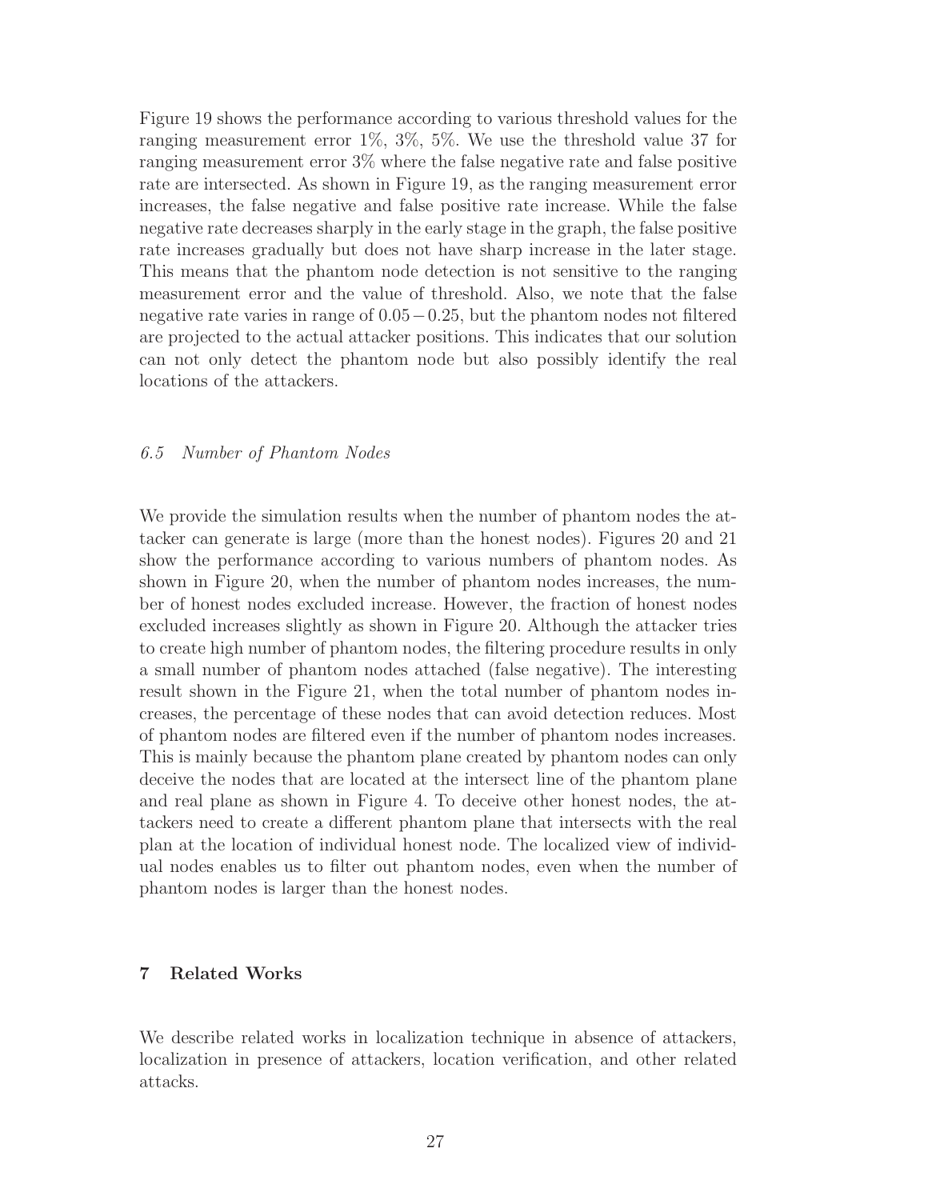Figure 19 shows the performance according to various threshold values for the ranging measurement error 1%, 3%, 5%. We use the threshold value 37 for ranging measurement error 3% where the false negative rate and false positive rate are intersected. As shown in Figure 19, as the ranging measurement error increases, the false negative and false positive rate increase. While the false negative rate decreases sharply in the early stage in the graph, the false positive rate increases gradually but does not have sharp increase in the later stage. This means that the phantom node detection is not sensitive to the ranging measurement error and the value of threshold. Also, we note that the false negative rate varies in range of $0.05 - 0.25$, but the phantom nodes not filtered are projected to the actual attacker positions. This indicates that our solution can not only detect the phantom node but also possibly identify the real locations of the attackers.

### *6.5 Number of Phantom Nodes*

We provide the simulation results when the number of phantom nodes the attacker can generate is large (more than the honest nodes). Figures 20 and 21 show the performance according to various numbers of phantom nodes. As shown in Figure 20, when the number of phantom nodes increases, the number of honest nodes excluded increase. However, the fraction of honest nodes excluded increases slightly as shown in Figure 20. Although the attacker tries to create high number of phantom nodes, the filtering procedure results in only a small number of phantom nodes attached (false negative). The interesting result shown in the Figure 21, when the total number of phantom nodes increases, the percentage of these nodes that can avoid detection reduces. Most of phantom nodes are filtered even if the number of phantom nodes increases. This is mainly because the phantom plane created by phantom nodes can only deceive the nodes that are located at the intersect line of the phantom plane and real plane as shown in Figure 4. To deceive other honest nodes, the attackers need to create a different phantom plane that intersects with the real plan at the location of individual honest node. The localized view of individual nodes enables us to filter out phantom nodes, even when the number of phantom nodes is larger than the honest nodes.

## 7 Related Works

We describe related works in localization technique in absence of attackers, localization in presence of attackers, location verification, and other related attacks.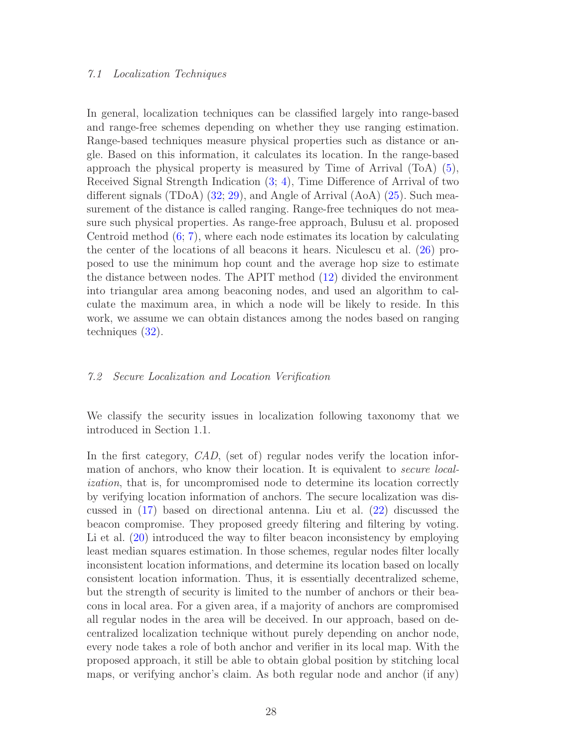### *7.1 Localization Techniques*

In general, localization techniques can be classified largely into range-based and range-free schemes depending on whether they use ranging estimation. Range-based techniques measure physical properties such as distance or angle. Based on this information, it calculates its location. In the range-based approach the physical property is measured by Time of Arrival (ToA) (5), Received Signal Strength Indication (3; 4), Time Difference of Arrival of two different signals (TDoA) (32; 29), and Angle of Arrival (AoA) (25). Such measurement of the distance is called ranging. Range-free techniques do not measure such physical properties. As range-free approach, Bulusu et al. proposed Centroid method (6; 7), where each node estimates its location by calculating the center of the locations of all beacons it hears. Niculescu et al. (26) proposed to use the minimum hop count and the average hop size to estimate the distance between nodes. The APIT method (12) divided the environment into triangular area among beaconing nodes, and used an algorithm to calculate the maximum area, in which a node will be likely to reside. In this work, we assume we can obtain distances among the nodes based on ranging techniques (32).

### *7.2 Secure Localization and Location Verification*

We classify the security issues in localization following taxonomy that we introduced in Section 1.1.

In the first category, *CAD*, (set of) regular nodes verify the location information of anchors, who know their location. It is equivalent to *secure localization*, that is, for uncompromised node to determine its location correctly by verifying location information of anchors. The secure localization was discussed in (17) based on directional antenna. Liu et al. (22) discussed the beacon compromise. They proposed greedy filtering and filtering by voting. Li et al. (20) introduced the way to filter beacon inconsistency by employing least median squares estimation. In those schemes, regular nodes filter locally inconsistent location informations, and determine its location based on locally consistent location information. Thus, it is essentially decentralized scheme, but the strength of security is limited to the number of anchors or their beacons in local area. For a given area, if a majority of anchors are compromised all regular nodes in the area will be deceived. In our approach, based on decentralized localization technique without purely depending on anchor node, every node takes a role of both anchor and verifier in its local map. With the proposed approach, it still be able to obtain global position by stitching local maps, or verifying anchor's claim. As both regular node and anchor (if any)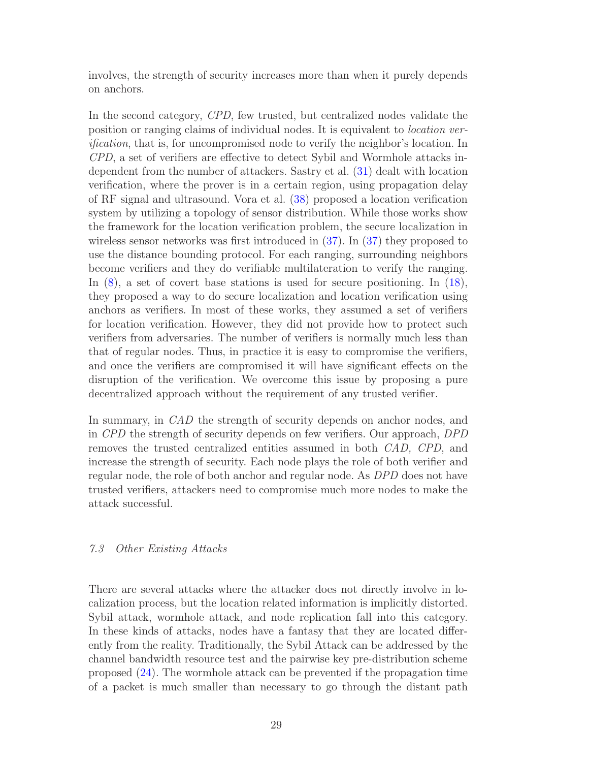involves, the strength of security increases more than when it purely depends on anchors.

In the second category, *CPD*, few trusted, but centralized nodes validate the position or ranging claims of individual nodes. It is equivalent to *location verification*, that is, for uncompromised node to verify the neighbor's location. In *CPD*, a set of verifiers are effective to detect Sybil and Wormhole attacks independent from the number of attackers. Sastry et al. (31) dealt with location verification, where the prover is in a certain region, using propagation delay of RF signal and ultrasound. Vora et al. (38) proposed a location verification system by utilizing a topology of sensor distribution. While those works show the framework for the location verification problem, the secure localization in wireless sensor networks was first introduced in (37). In (37) they proposed to use the distance bounding protocol. For each ranging, surrounding neighbors become verifiers and they do verifiable multilateration to verify the ranging. In (8), a set of covert base stations is used for secure positioning. In (18), they proposed a way to do secure localization and location verification using anchors as verifiers. In most of these works, they assumed a set of verifiers for location verification. However, they did not provide how to protect such verifiers from adversaries. The number of verifiers is normally much less than that of regular nodes. Thus, in practice it is easy to compromise the verifiers, and once the verifiers are compromised it will have significant effects on the disruption of the verification. We overcome this issue by proposing a pure decentralized approach without the requirement of any trusted verifier.

In summary, in *CAD* the strength of security depends on anchor nodes, and in *CPD* the strength of security depends on few verifiers. Our approach, *DPD* removes the trusted centralized entities assumed in both *CAD, CPD*, and increase the strength of security. Each node plays the role of both verifier and regular node, the role of both anchor and regular node. As *DPD* does not have trusted verifiers, attackers need to compromise much more nodes to make the attack successful.

### *7.3 Other Existing Attacks*

There are several attacks where the attacker does not directly involve in localization process, but the location related information is implicitly distorted. Sybil attack, wormhole attack, and node replication fall into this category. In these kinds of attacks, nodes have a fantasy that they are located differently from the reality. Traditionally, the Sybil Attack can be addressed by the channel bandwidth resource test and the pairwise key pre-distribution scheme proposed (24). The wormhole attack can be prevented if the propagation time of a packet is much smaller than necessary to go through the distant path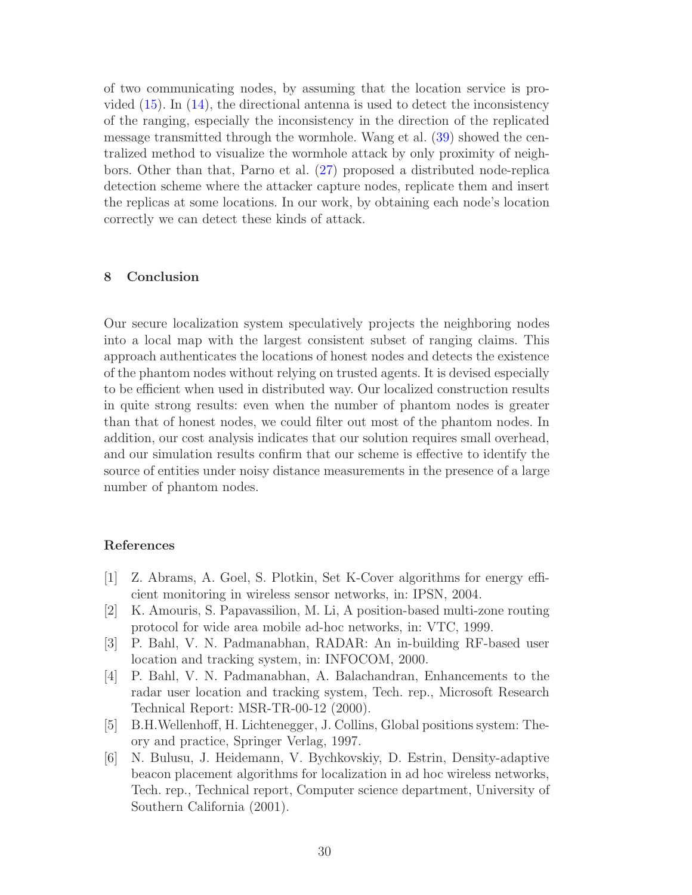of two communicating nodes, by assuming that the location service is provided (15). In (14), the directional antenna is used to detect the inconsistency of the ranging, especially the inconsistency in the direction of the replicated message transmitted through the wormhole. Wang et al. (39) showed the centralized method to visualize the wormhole attack by only proximity of neighbors. Other than that, Parno et al. (27) proposed a distributed node-replica detection scheme where the attacker capture nodes, replicate them and insert the replicas at some locations. In our work, by obtaining each node's location correctly we can detect these kinds of attack.

## 8 Conclusion

Our secure localization system speculatively projects the neighboring nodes into a local map with the largest consistent subset of ranging claims. This approach authenticates the locations of honest nodes and detects the existence of the phantom nodes without relying on trusted agents. It is devised especially to be efficient when used in distributed way. Our localized construction results in quite strong results: even when the number of phantom nodes is greater than that of honest nodes, we could filter out most of the phantom nodes. In addition, our cost analysis indicates that our solution requires small overhead, and our simulation results confirm that our scheme is effective to identify the source of entities under noisy distance measurements in the presence of a large number of phantom nodes.

## References

[1] Z. Abrams, A. Goel, S. Plotkin, Set K-Cover algorithms for energy efficient monitoring in wireless sensor networks, in: IPSN, 2004.

[2] K. Amouris, S. Papavassilion, M. Li, A position-based multi-zone routing protocol for wide area mobile ad-hoc networks, in: VTC, 1999.

[3] P. Bahl, V. N. Padmanabhan, RADAR: An in-building RF-based user location and tracking system, in: INFOCOM, 2000.

[4] P. Bahl, V. N. Padmanabhan, A. Balachandran, Enhancements to the radar user location and tracking system, Tech. rep., Microsoft Research Technical Report: MSR-TR-00-12 (2000).

[5] B.H.Wellenhoff, H. Lichtenegger, J. Collins, Global positions system: Theory and practice, Springer Verlag, 1997.

[6] N. Bulusu, J. Heidemann, V. Bychkovskiy, D. Estrin, Density-adaptive beacon placement algorithms for localization in ad hoc wireless networks, Tech. rep., Technical report, Computer science department, University of Southern California (2001).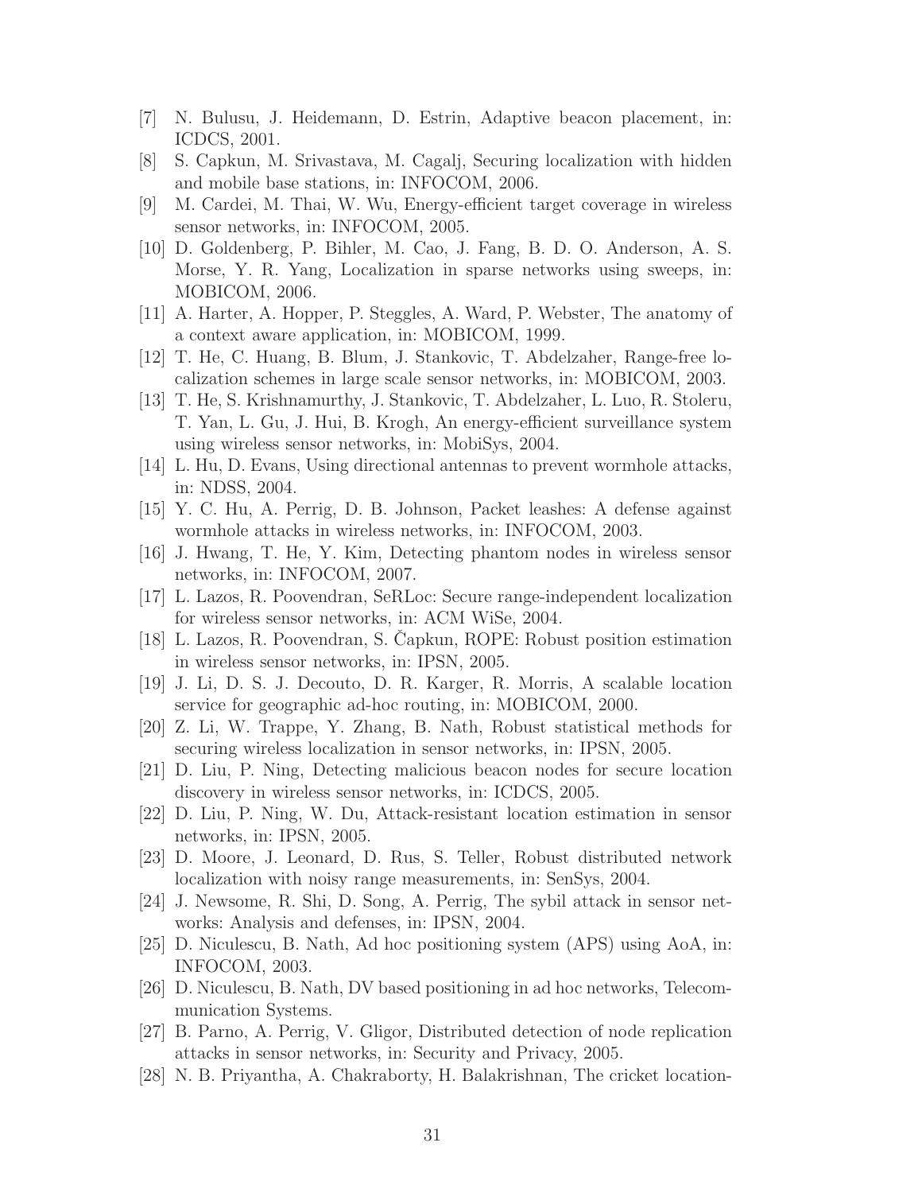[7] N. Bulusu, J. Heidemann, D. Estrin, Adaptive beacon placement, in: ICDCS, 2001.

[8] S. Capkun, M. Srivastava, M. Cagalj, Securing localization with hidden and mobile base stations, in: INFOCOM, 2006.

[9] M. Cardei, M. Thai, W. Wu, Energy-efficient target coverage in wireless sensor networks, in: INFOCOM, 2005.

[10] D. Goldenberg, P. Bihler, M. Cao, J. Fang, B. D. O. Anderson, A. S. Morse, Y. R. Yang, Localization in sparse networks using sweeps, in: MOBICOM, 2006.

[11] A. Harter, A. Hopper, P. Steggles, A. Ward, P. Webster, The anatomy of a context aware application, in: MOBICOM, 1999.

[12] T. He, C. Huang, B. Blum, J. Stankovic, T. Abdelzaher, Range-free localization schemes in large scale sensor networks, in: MOBICOM, 2003.

[13] T. He, S. Krishnamurthy, J. Stankovic, T. Abdelzaher, L. Luo, R. Stoleru, T. Yan, L. Gu, J. Hui, B. Krogh, An energy-efficient surveillance system using wireless sensor networks, in: MobiSys, 2004.

[14] L. Hu, D. Evans, Using directional antennas to prevent wormhole attacks, in: NDSS, 2004.

[15] Y. C. Hu, A. Perrig, D. B. Johnson, Packet leashes: A defense against wormhole attacks in wireless networks, in: INFOCOM, 2003.

[16] J. Hwang, T. He, Y. Kim, Detecting phantom nodes in wireless sensor networks, in: INFOCOM, 2007.

[17] L. Lazos, R. Poovendran, SeRLoc: Secure range-independent localization for wireless sensor networks, in: ACM WiSe, 2004.

[18] L. Lazos, R. Poovendran, S. Čapkun, ROPE: Robust position estimation in wireless sensor networks, in: IPSN, 2005.

[19] J. Li, D. S. J. Decouto, D. R. Karger, R. Morris, A scalable location service for geographic ad-hoc routing, in: MOBICOM, 2000.

[20] Z. Li, W. Trappe, Y. Zhang, B. Nath, Robust statistical methods for securing wireless localization in sensor networks, in: IPSN, 2005.

[21] D. Liu, P. Ning, Detecting malicious beacon nodes for secure location discovery in wireless sensor networks, in: ICDCS, 2005.

[22] D. Liu, P. Ning, W. Du, Attack-resistant location estimation in sensor networks, in: IPSN, 2005.

[23] D. Moore, J. Leonard, D. Rus, S. Teller, Robust distributed network localization with noisy range measurements, in: SenSys, 2004.

[24] J. Newsome, R. Shi, D. Song, A. Perrig, The sybil attack in sensor networks: Analysis and defenses, in: IPSN, 2004.

[25] D. Niculescu, B. Nath, Ad hoc positioning system (APS) using AoA, in: INFOCOM, 2003.

[26] D. Niculescu, B. Nath, DV based positioning in ad hoc networks, Telecommunication Systems.

[27] B. Parno, A. Perrig, V. Gligor, Distributed detection of node replication attacks in sensor networks, in: Security and Privacy, 2005.

[28] N. B. Priyantha, A. Chakraborty, H. Balakrishnan, The cricket location-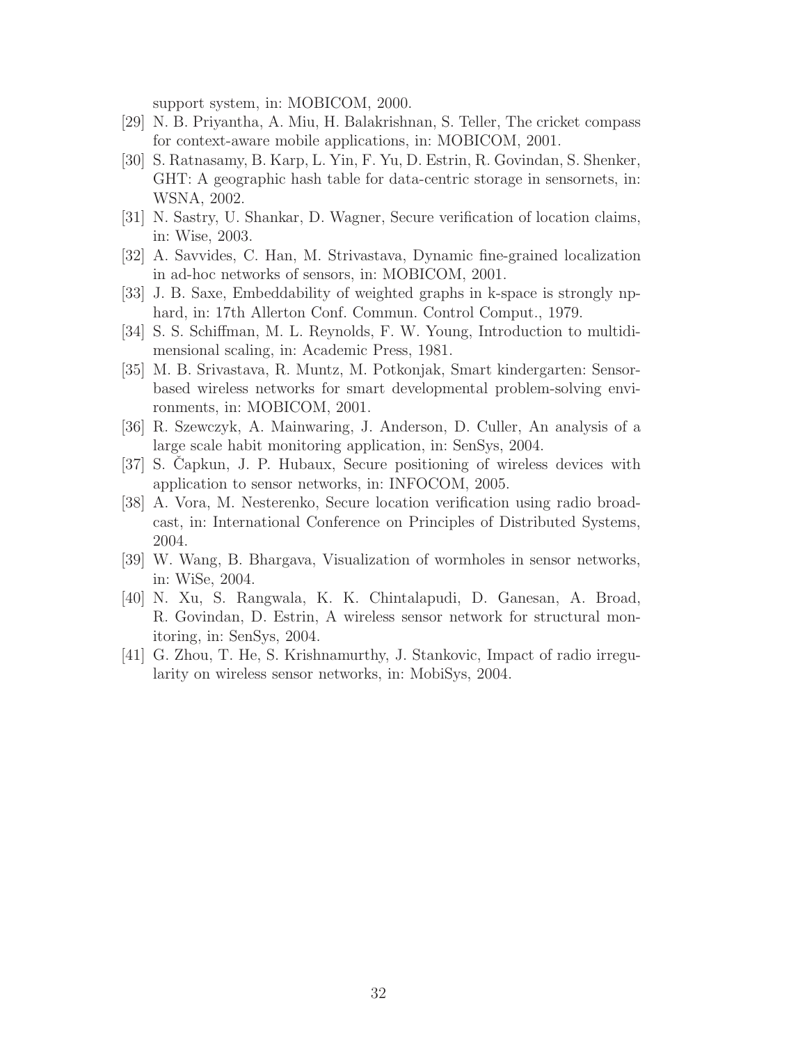support system, in: MOBICOM, 2000.

[29] N. B. Priyantha, A. Miu, H. Balakrishnan, S. Teller, The cricket compass for context-aware mobile applications, in: MOBICOM, 2001.

[30] S. Ratnasamy, B. Karp, L. Yin, F. Yu, D. Estrin, R. Govindan, S. Shenker, GHT: A geographic hash table for data-centric storage in sensornets, in: WSNA, 2002.

[31] N. Sastry, U. Shankar, D. Wagner, Secure verification of location claims, in: Wise, 2003.

[32] A. Savvides, C. Han, M. Strivastava, Dynamic fine-grained localization in ad-hoc networks of sensors, in: MOBICOM, 2001.

[33] J. B. Saxe, Embeddability of weighted graphs in k-space is strongly np-hard, in: 17th Allerton Conf. Commun. Control Comput., 1979.

[34] S. S. Schiffman, M. L. Reynolds, F. W. Young, Introduction to multidimensional scaling, in: Academic Press, 1981.

[35] M. B. Srivastava, R. Muntz, M. Potkonjak, Smart kindergarten: Sensor-based wireless networks for smart developmental problem-solving environments, in: MOBICOM, 2001.

[36] R. Szewczyk, A. Mainwaring, J. Anderson, D. Culler, An analysis of a large scale habit monitoring application, in: SenSys, 2004.

[37] S. Čapkun, J. P. Hubaux, Secure positioning of wireless devices with application to sensor networks, in: INFOCOM, 2005.

[38] A. Vora, M. Nesterenko, Secure location verification using radio broadcast, in: International Conference on Principles of Distributed Systems, 2004.

[39] W. Wang, B. Bhargava, Visualization of wormholes in sensor networks, in: WiSe, 2004.

[40] N. Xu, S. Rangwala, K. K. Chintalapudi, D. Ganesan, A. Broad, R. Govindan, D. Estrin, A wireless sensor network for structural monitoring, in: SenSys, 2004.

[41] G. Zhou, T. He, S. Krishnamurthy, J. Stankovic, Impact of radio irregularity on wireless sensor networks, in: MobiSys, 2004.